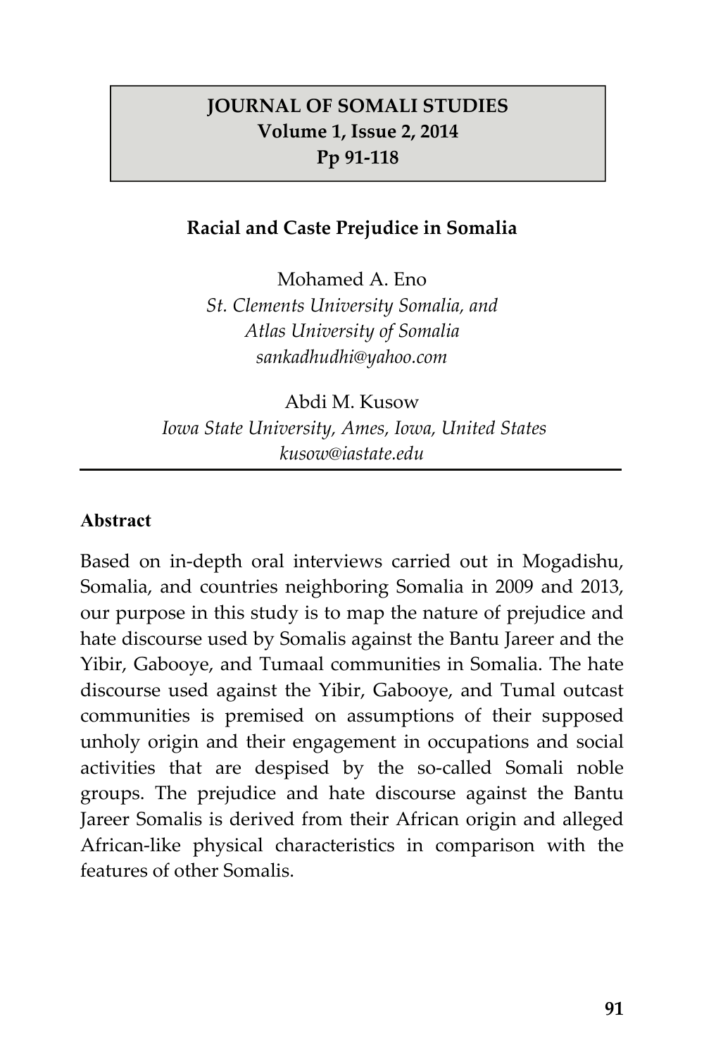# Racial and Caste Prejudice in Somalia

Mohamed A. Eno
*St. Clements University Somalia, and*
*Atlas University of Somalia*
*sankadhudhi@yahoo.com*

Abdi M. Kusow
*Iowa State University, Ames, Iowa, United States*
*kusow@iastate.edu*

---

**Abstract**

Based on in-depth oral interviews carried out in Mogadishu, Somalia, and countries neighboring Somalia in 2009 and 2013, our purpose in this study is to map the nature of prejudice and hate discourse used by Somalis against the Bantu Jareer and the Yibir, Gabooye, and Tumaal communities in Somalia. The hate discourse used against the Yibir, Gabooye, and Tumal outcast communities is premised on assumptions of their supposed unholy origin and their engagement in occupations and social activities that are despised by the so-called Somali noble groups. The prejudice and hate discourse against the Bantu Jareer Somalis is derived from their African origin and alleged African-like physical characteristics in comparison with the features of other Somalis.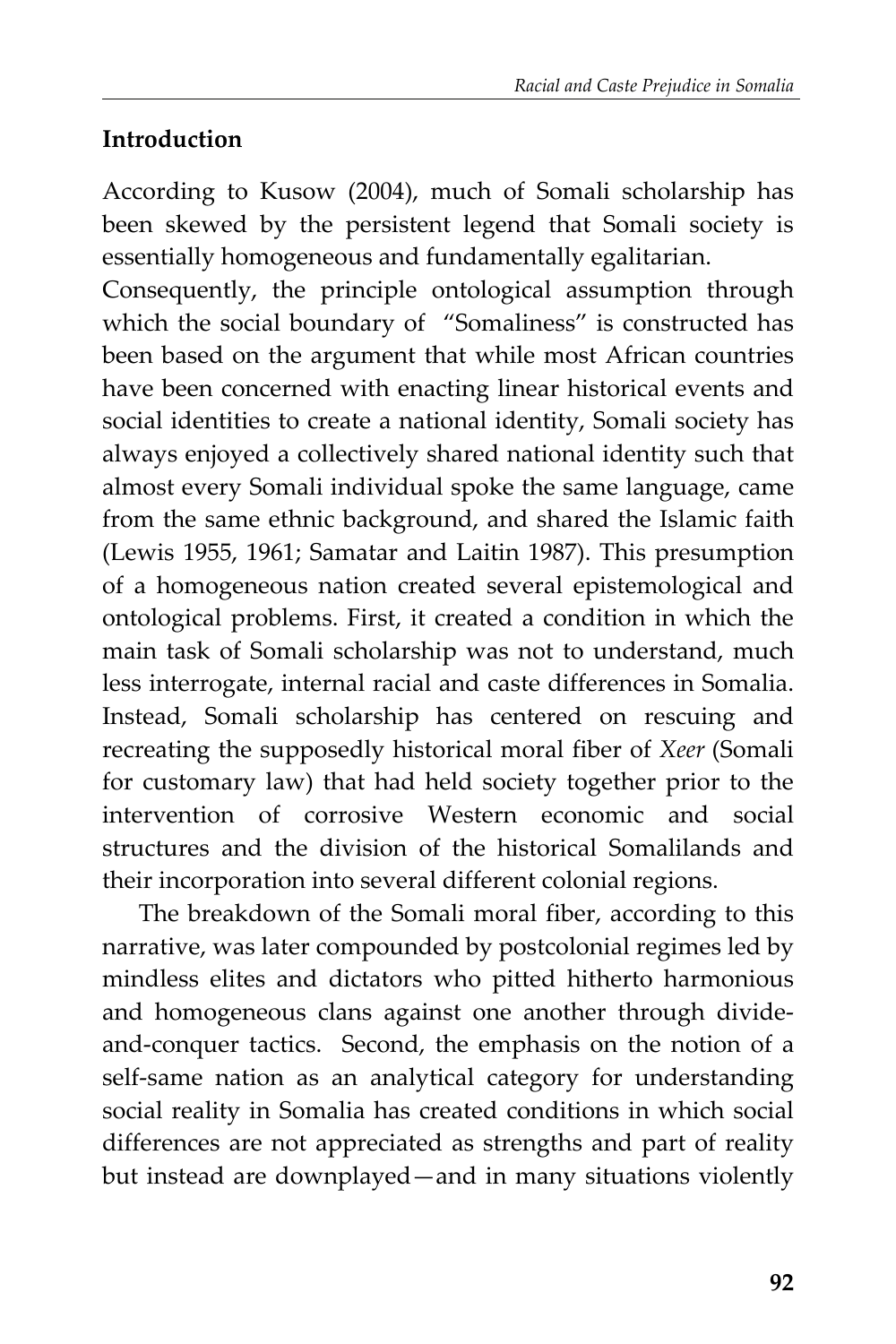## Introduction

According to Kusow (2004), much of Somali scholarship has been skewed by the persistent legend that Somali society is essentially homogeneous and fundamentally egalitarian.

Consequently, the principle ontological assumption through which the social boundary of "Somaliness" is constructed has been based on the argument that while most African countries have been concerned with enacting linear historical events and social identities to create a national identity, Somali society has always enjoyed a collectively shared national identity such that almost every Somali individual spoke the same language, came from the same ethnic background, and shared the Islamic faith (Lewis 1955, 1961; Samatar and Laitin 1987). This presumption of a homogeneous nation created several epistemological and ontological problems. First, it created a condition in which the main task of Somali scholarship was not to understand, much less interrogate, internal racial and caste differences in Somalia. Instead, Somali scholarship has centered on rescuing and recreating the supposedly historical moral fiber of *Xeer* (Somali for customary law) that had held society together prior to the intervention of corrosive Western economic and social structures and the division of the historical Somalilands and their incorporation into several different colonial regions.

The breakdown of the Somali moral fiber, according to this narrative, was later compounded by postcolonial regimes led by mindless elites and dictators who pitted hitherto harmonious and homogeneous clans against one another through divide-and-conquer tactics. Second, the emphasis on the notion of a self-same nation as an analytical category for understanding social reality in Somalia has created conditions in which social differences are not appreciated as strengths and part of reality but instead are downplayed—and in many situations violently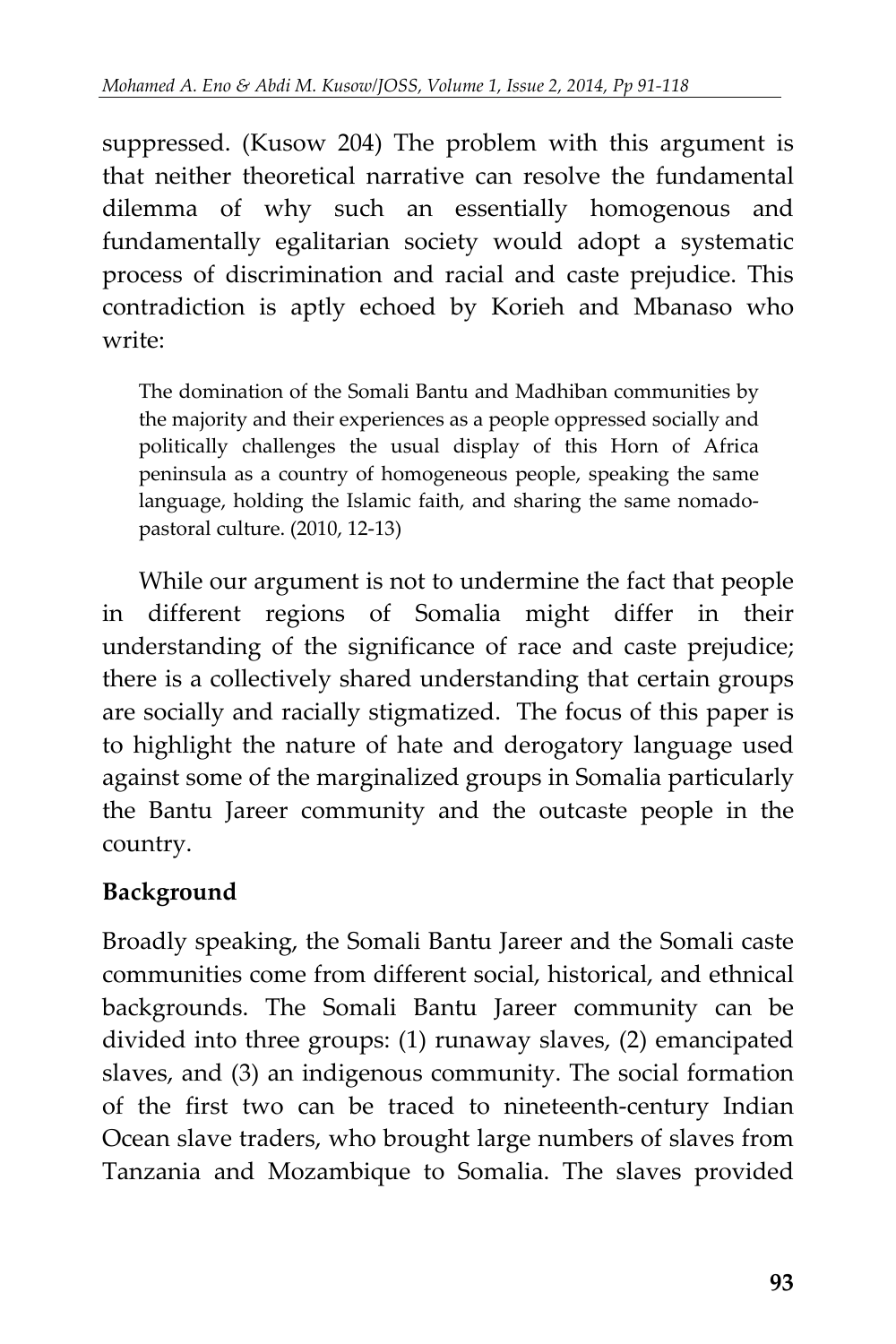suppressed. (Kusow 204) The problem with this argument is that neither theoretical narrative can resolve the fundamental dilemma of why such an essentially homogenous and fundamentally egalitarian society would adopt a systematic process of discrimination and racial and caste prejudice. This contradiction is aptly echoed by Korieh and Mbanaso who write:

> The domination of the Somali Bantu and Madhiban communities by the majority and their experiences as a people oppressed socially and politically challenges the usual display of this Horn of Africa peninsula as a country of homogeneous people, speaking the same language, holding the Islamic faith, and sharing the same nomado-pastoral culture. (2010, 12-13)

While our argument is not to undermine the fact that people in different regions of Somalia might differ in their understanding of the significance of race and caste prejudice; there is a collectively shared understanding that certain groups are socially and racially stigmatized. The focus of this paper is to highlight the nature of hate and derogatory language used against some of the marginalized groups in Somalia particularly the Bantu Jareer community and the outcaste people in the country.

## Background

Broadly speaking, the Somali Bantu Jareer and the Somali caste communities come from different social, historical, and ethnical backgrounds. The Somali Bantu Jareer community can be divided into three groups: (1) runaway slaves, (2) emancipated slaves, and (3) an indigenous community. The social formation of the first two can be traced to nineteenth-century Indian Ocean slave traders, who brought large numbers of slaves from Tanzania and Mozambique to Somalia. The slaves provided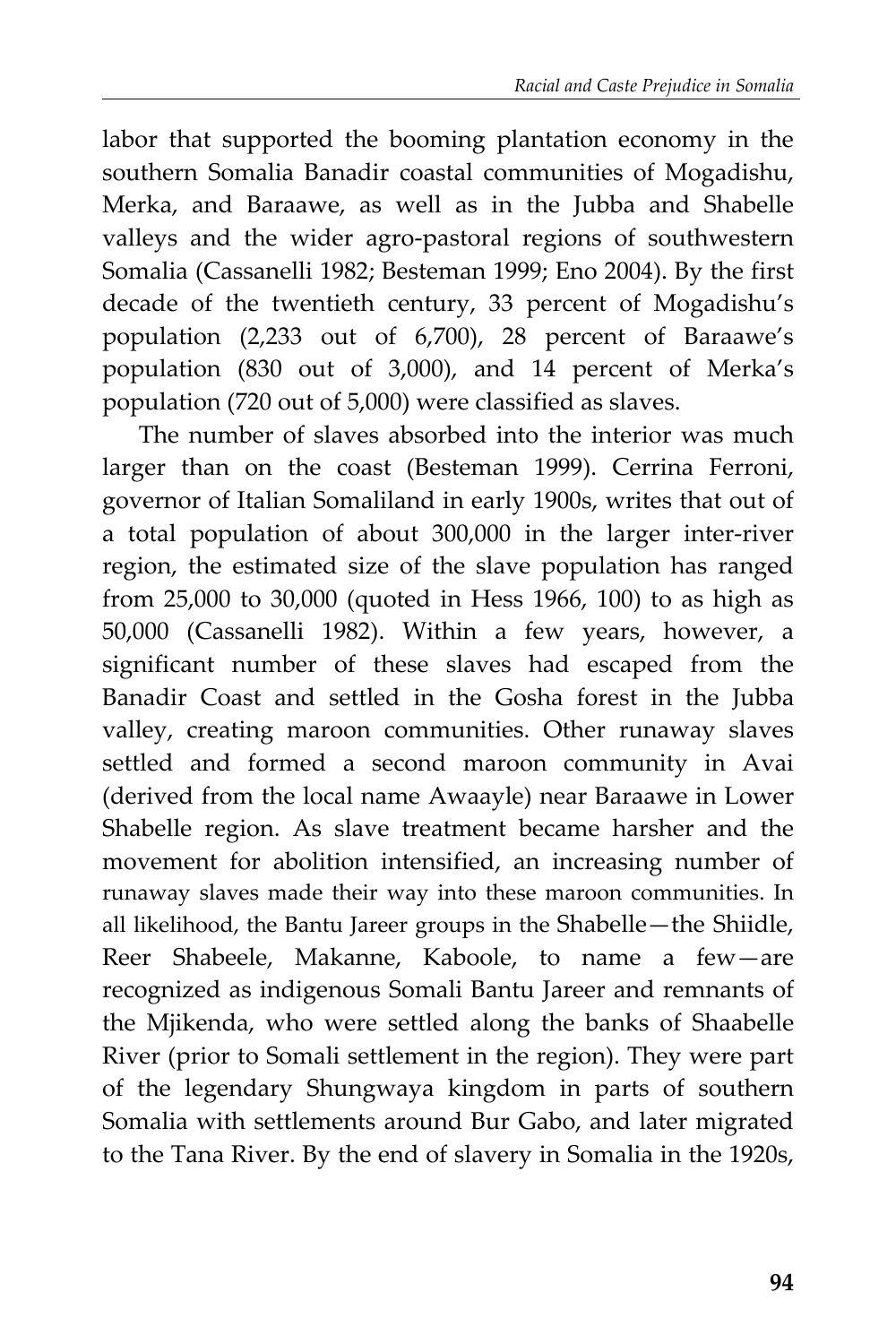labor that supported the booming plantation economy in the southern Somalia Banadir coastal communities of Mogadishu, Merka, and Baraawe, as well as in the Jubba and Shabelle valleys and the wider agro-pastoral regions of southwestern Somalia (Cassanelli 1982; Besteman 1999; Eno 2004). By the first decade of the twentieth century, 33 percent of Mogadishu's population (2,233 out of 6,700), 28 percent of Baraawe's population (830 out of 3,000), and 14 percent of Merka's population (720 out of 5,000) were classified as slaves.

The number of slaves absorbed into the interior was much larger than on the coast (Besteman 1999). Cerrina Ferroni, governor of Italian Somaliland in early 1900s, writes that out of a total population of about 300,000 in the larger inter-river region, the estimated size of the slave population has ranged from 25,000 to 30,000 (quoted in Hess 1966, 100) to as high as 50,000 (Cassanelli 1982). Within a few years, however, a significant number of these slaves had escaped from the Banadir Coast and settled in the Gosha forest in the Jubba valley, creating maroon communities. Other runaway slaves settled and formed a second maroon community in Avai (derived from the local name Awaayle) near Baraawe in Lower Shabelle region. As slave treatment became harsher and the movement for abolition intensified, an increasing number of runaway slaves made their way into these maroon communities. In all likelihood, the Bantu Jareer groups in the Shabelle—the Shiidle, Reer Shabeele, Makanne, Kaboole, to name a few—are recognized as indigenous Somali Bantu Jareer and remnants of the Mjikenda, who were settled along the banks of Shaabelle River (prior to Somali settlement in the region). They were part of the legendary Shungwaya kingdom in parts of southern Somalia with settlements around Bur Gabo, and later migrated to the Tana River. By the end of slavery in Somalia in the 1920s,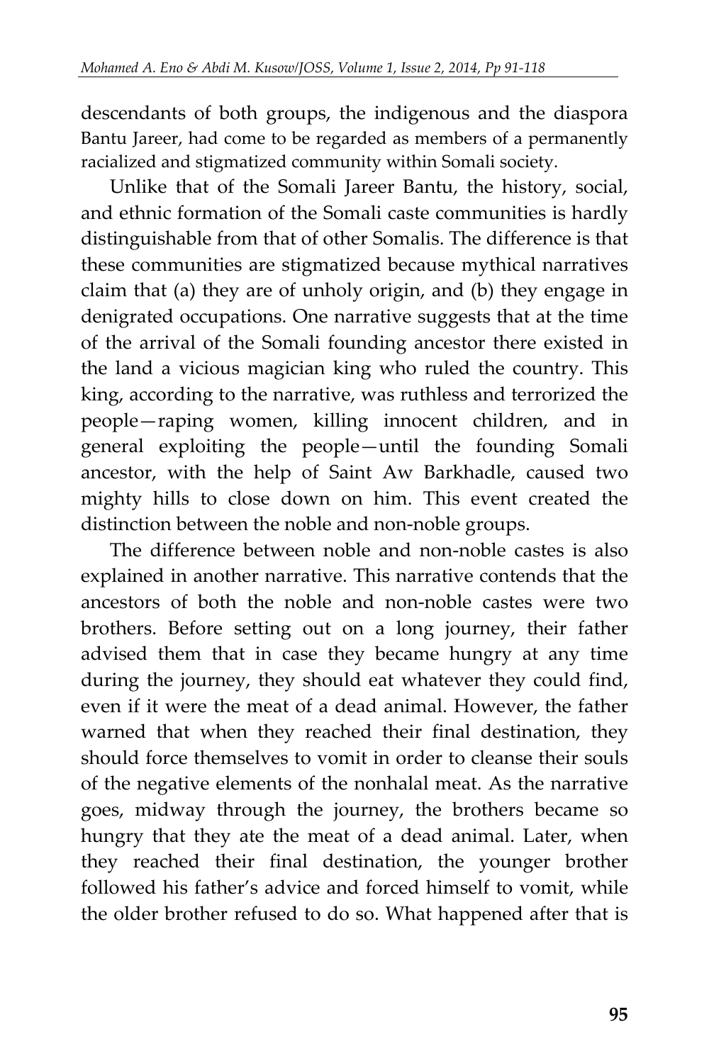descendants of both groups, the indigenous and the diaspora Bantu Jareer, had come to be regarded as members of a permanently racialized and stigmatized community within Somali society.

Unlike that of the Somali Jareer Bantu, the history, social, and ethnic formation of the Somali caste communities is hardly distinguishable from that of other Somalis. The difference is that these communities are stigmatized because mythical narratives claim that (a) they are of unholy origin, and (b) they engage in denigrated occupations. One narrative suggests that at the time of the arrival of the Somali founding ancestor there existed in the land a vicious magician king who ruled the country. This king, according to the narrative, was ruthless and terrorized the people—raping women, killing innocent children, and in general exploiting the people—until the founding Somali ancestor, with the help of Saint Aw Barkhadle, caused two mighty hills to close down on him. This event created the distinction between the noble and non-noble groups.

The difference between noble and non-noble castes is also explained in another narrative. This narrative contends that the ancestors of both the noble and non-noble castes were two brothers. Before setting out on a long journey, their father advised them that in case they became hungry at any time during the journey, they should eat whatever they could find, even if it were the meat of a dead animal. However, the father warned that when they reached their final destination, they should force themselves to vomit in order to cleanse their souls of the negative elements of the nonhalal meat. As the narrative goes, midway through the journey, the brothers became so hungry that they ate the meat of a dead animal. Later, when they reached their final destination, the younger brother followed his father's advice and forced himself to vomit, while the older brother refused to do so. What happened after that is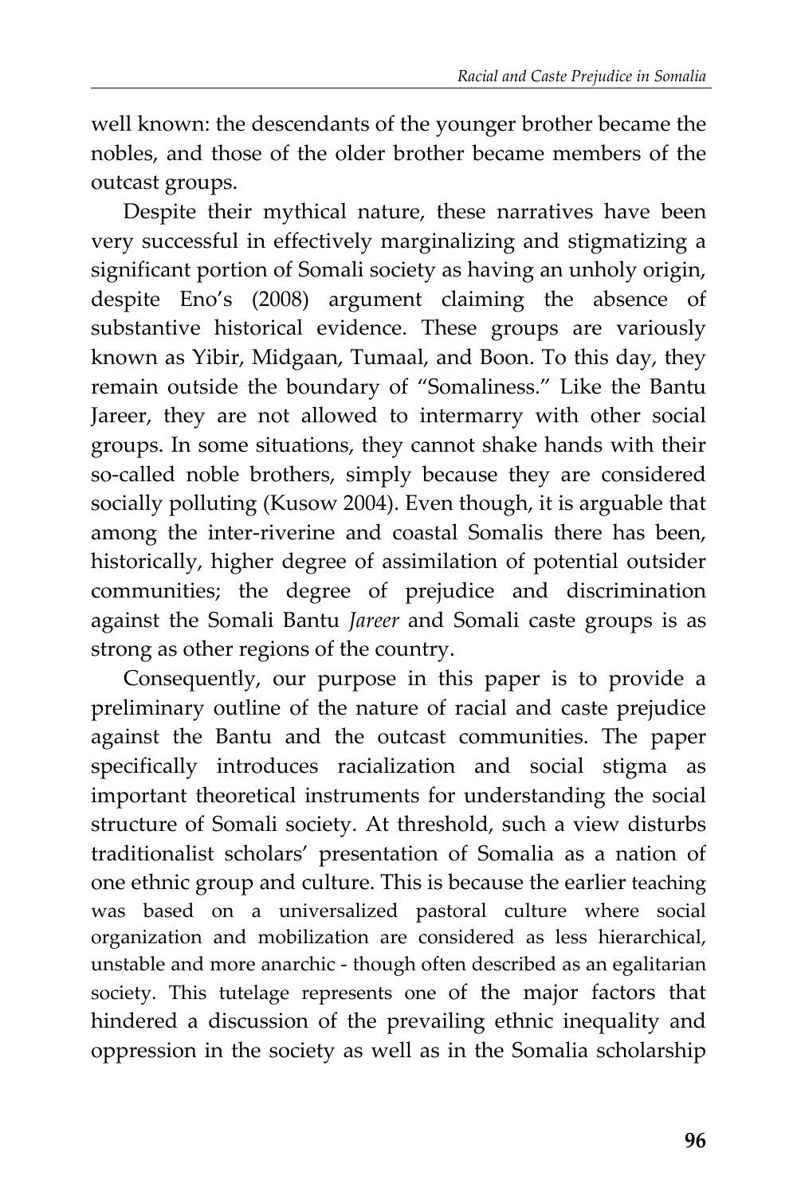well known: the descendants of the younger brother became the nobles, and those of the older brother became members of the outcast groups.

Despite their mythical nature, these narratives have been very successful in effectively marginalizing and stigmatizing a significant portion of Somali society as having an unholy origin, despite Eno's (2008) argument claiming the absence of substantive historical evidence. These groups are variously known as Yibir, Midgaan, Tumaal, and Boon. To this day, they remain outside the boundary of "Somaliness." Like the Bantu Jareer, they are not allowed to intermarry with other social groups. In some situations, they cannot shake hands with their so-called noble brothers, simply because they are considered socially polluting (Kusow 2004). Even though, it is arguable that among the inter-riverine and coastal Somalis there has been, historically, higher degree of assimilation of potential outsider communities; the degree of prejudice and discrimination against the Somali Bantu *Jareer* and Somali caste groups is as strong as other regions of the country.

Consequently, our purpose in this paper is to provide a preliminary outline of the nature of racial and caste prejudice against the Bantu and the outcast communities. The paper specifically introduces racialization and social stigma as important theoretical instruments for understanding the social structure of Somali society. At threshold, such a view disturbs traditionalist scholars' presentation of Somalia as a nation of one ethnic group and culture. This is because the earlier teaching was based on a universalized pastoral culture where social organization and mobilization are considered as less hierarchical, unstable and more anarchic - though often described as an egalitarian society. This tutelage represents one of the major factors that hindered a discussion of the prevailing ethnic inequality and oppression in the society as well as in the Somalia scholarship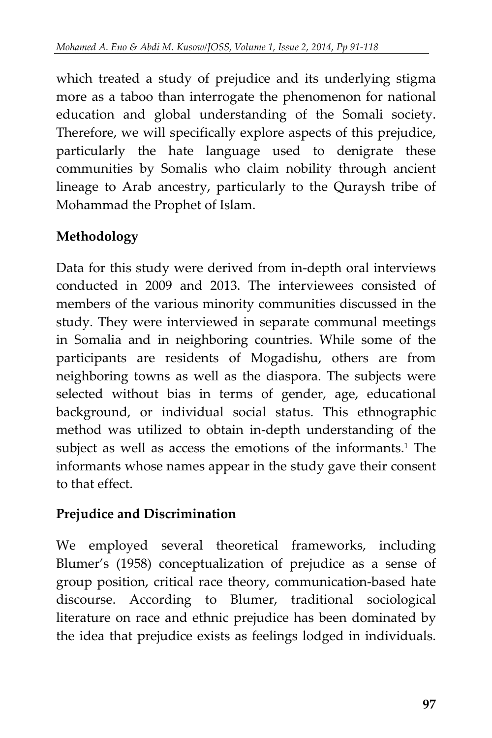which treated a study of prejudice and its underlying stigma more as a taboo than interrogate the phenomenon for national education and global understanding of the Somali society. Therefore, we will specifically explore aspects of this prejudice, particularly the hate language used to denigrate these communities by Somalis who claim nobility through ancient lineage to Arab ancestry, particularly to the Quraysh tribe of Mohammad the Prophet of Islam.

## Methodology

Data for this study were derived from in-depth oral interviews conducted in 2009 and 2013. The interviewees consisted of members of the various minority communities discussed in the study. They were interviewed in separate communal meetings in Somalia and in neighboring countries. While some of the participants are residents of Mogadishu, others are from neighboring towns as well as the diaspora. The subjects were selected without bias in terms of gender, age, educational background, or individual social status. This ethnographic method was utilized to obtain in-depth understanding of the subject as well as access the emotions of the informants.[1] The informants whose names appear in the study gave their consent to that effect.

## Prejudice and Discrimination

We employed several theoretical frameworks, including Blumer's (1958) conceptualization of prejudice as a sense of group position, critical race theory, communication-based hate discourse. According to Blumer, traditional sociological literature on race and ethnic prejudice has been dominated by the idea that prejudice exists as feelings lodged in individuals.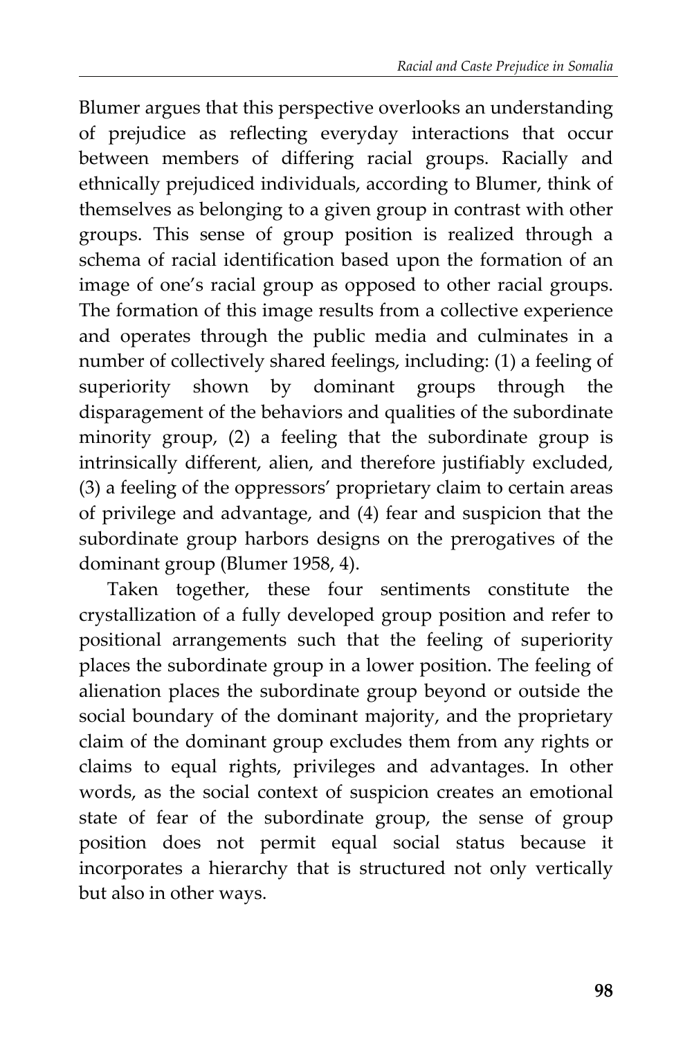Blumer argues that this perspective overlooks an understanding of prejudice as reflecting everyday interactions that occur between members of differing racial groups. Racially and ethnically prejudiced individuals, according to Blumer, think of themselves as belonging to a given group in contrast with other groups. This sense of group position is realized through a schema of racial identification based upon the formation of an image of one's racial group as opposed to other racial groups. The formation of this image results from a collective experience and operates through the public media and culminates in a number of collectively shared feelings, including: (1) a feeling of superiority shown by dominant groups through the disparagement of the behaviors and qualities of the subordinate minority group, (2) a feeling that the subordinate group is intrinsically different, alien, and therefore justifiably excluded, (3) a feeling of the oppressors' proprietary claim to certain areas of privilege and advantage, and (4) fear and suspicion that the subordinate group harbors designs on the prerogatives of the dominant group (Blumer 1958, 4).

Taken together, these four sentiments constitute the crystallization of a fully developed group position and refer to positional arrangements such that the feeling of superiority places the subordinate group in a lower position. The feeling of alienation places the subordinate group beyond or outside the social boundary of the dominant majority, and the proprietary claim of the dominant group excludes them from any rights or claims to equal rights, privileges and advantages. In other words, as the social context of suspicion creates an emotional state of fear of the subordinate group, the sense of group position does not permit equal social status because it incorporates a hierarchy that is structured not only vertically but also in other ways.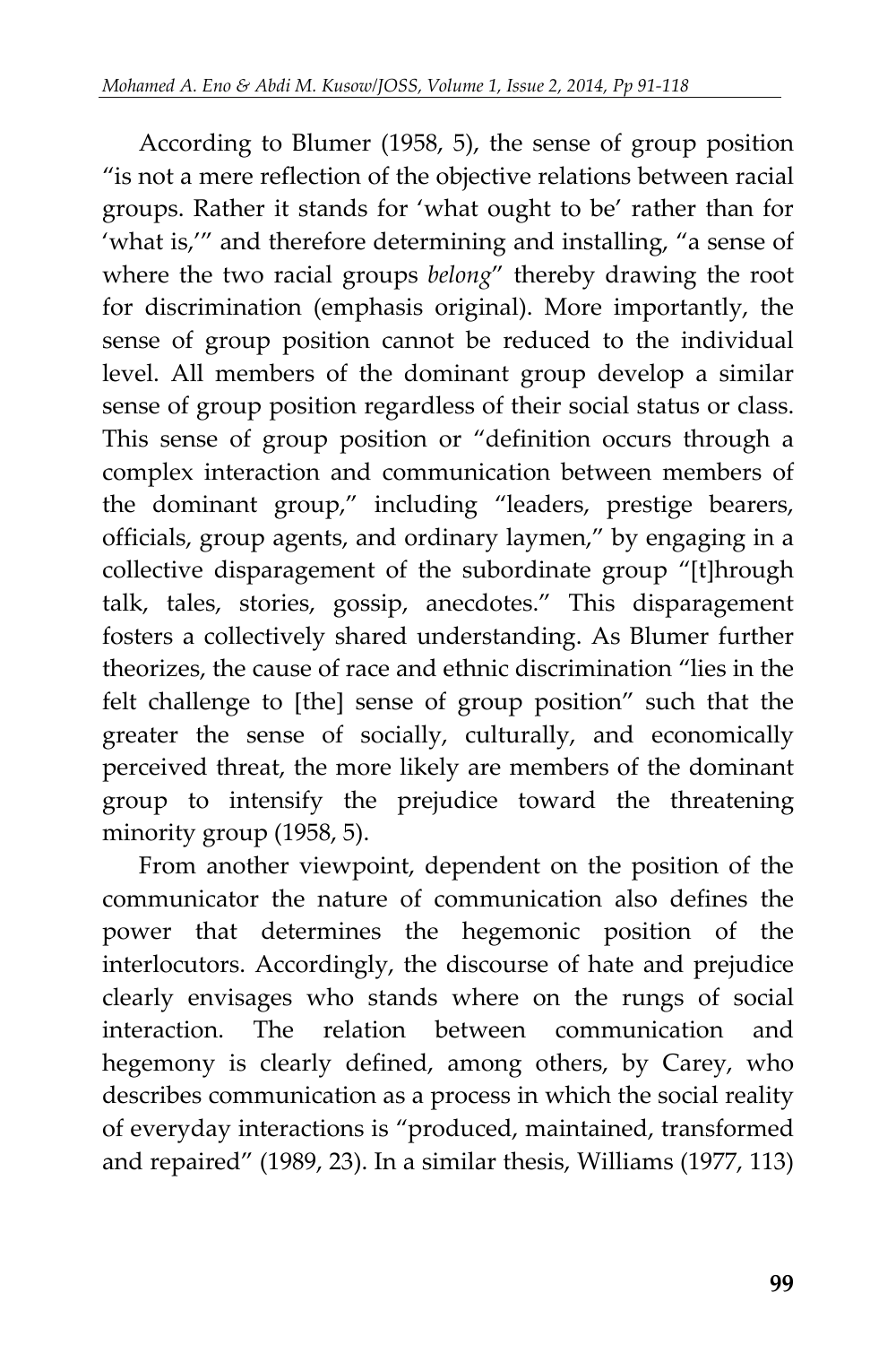According to Blumer (1958, 5), the sense of group position "is not a mere reflection of the objective relations between racial groups. Rather it stands for 'what ought to be' rather than for 'what is,'" and therefore determining and installing, "a sense of where the two racial groups *belong*" thereby drawing the root for discrimination (emphasis original). More importantly, the sense of group position cannot be reduced to the individual level. All members of the dominant group develop a similar sense of group position regardless of their social status or class. This sense of group position or "definition occurs through a complex interaction and communication between members of the dominant group," including "leaders, prestige bearers, officials, group agents, and ordinary laymen," by engaging in a collective disparagement of the subordinate group "[t]hrough talk, tales, stories, gossip, anecdotes." This disparagement fosters a collectively shared understanding. As Blumer further theorizes, the cause of race and ethnic discrimination "lies in the felt challenge to [the] sense of group position" such that the greater the sense of socially, culturally, and economically perceived threat, the more likely are members of the dominant group to intensify the prejudice toward the threatening minority group (1958, 5).

From another viewpoint, dependent on the position of the communicator the nature of communication also defines the power that determines the hegemonic position of the interlocutors. Accordingly, the discourse of hate and prejudice clearly envisages who stands where on the rungs of social interaction. The relation between communication and hegemony is clearly defined, among others, by Carey, who describes communication as a process in which the social reality of everyday interactions is "produced, maintained, transformed and repaired" (1989, 23). In a similar thesis, Williams (1977, 113)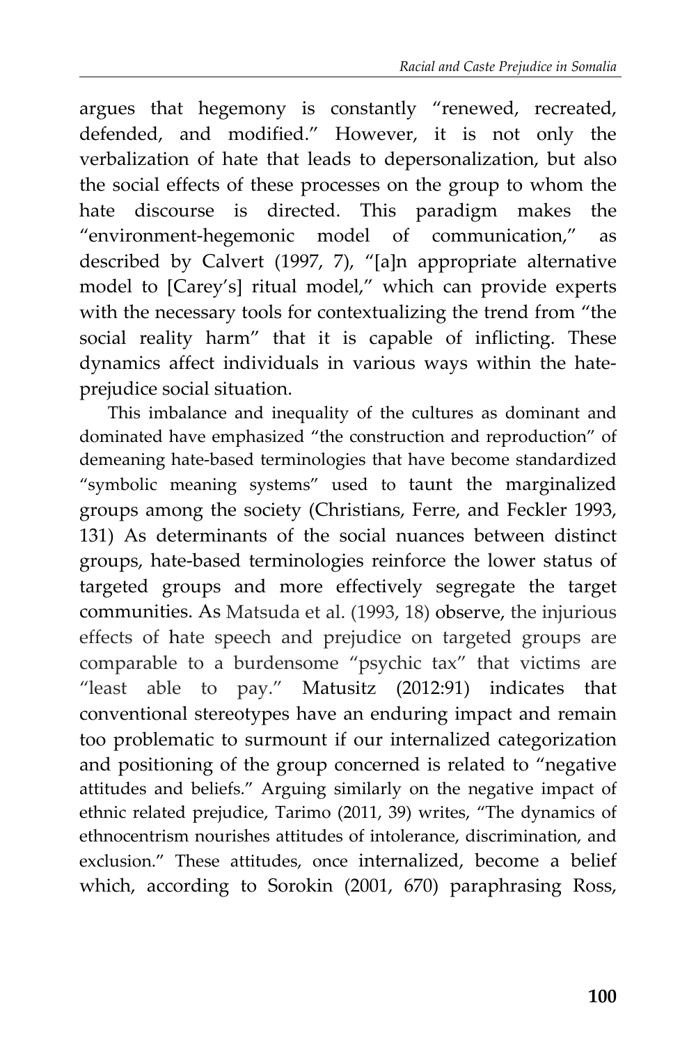argues that hegemony is constantly "renewed, recreated, defended, and modified." However, it is not only the verbalization of hate that leads to depersonalization, but also the social effects of these processes on the group to whom the hate discourse is directed. This paradigm makes the "environment-hegemonic model of communication," as described by Calvert (1997, 7), "[a]n appropriate alternative model to [Carey's] ritual model," which can provide experts with the necessary tools for contextualizing the trend from "the social reality harm" that it is capable of inflicting. These dynamics affect individuals in various ways within the hate-prejudice social situation.

This imbalance and inequality of the cultures as dominant and dominated have emphasized "the construction and reproduction" of demeaning hate-based terminologies that have become standardized "symbolic meaning systems" used to taunt the marginalized groups among the society (Christians, Ferre, and Feckler 1993, 131) As determinants of the social nuances between distinct groups, hate-based terminologies reinforce the lower status of targeted groups and more effectively segregate the target communities. As Matsuda et al. (1993, 18) observe, the injurious effects of hate speech and prejudice on targeted groups are comparable to a burdensome "psychic tax" that victims are "least able to pay." Matusitz (2012:91) indicates that conventional stereotypes have an enduring impact and remain too problematic to surmount if our internalized categorization and positioning of the group concerned is related to "negative attitudes and beliefs." Arguing similarly on the negative impact of ethnic related prejudice, Tarimo (2011, 39) writes, "The dynamics of ethnocentrism nourishes attitudes of intolerance, discrimination, and exclusion." These attitudes, once internalized, become a belief which, according to Sorokin (2001, 670) paraphrasing Ross,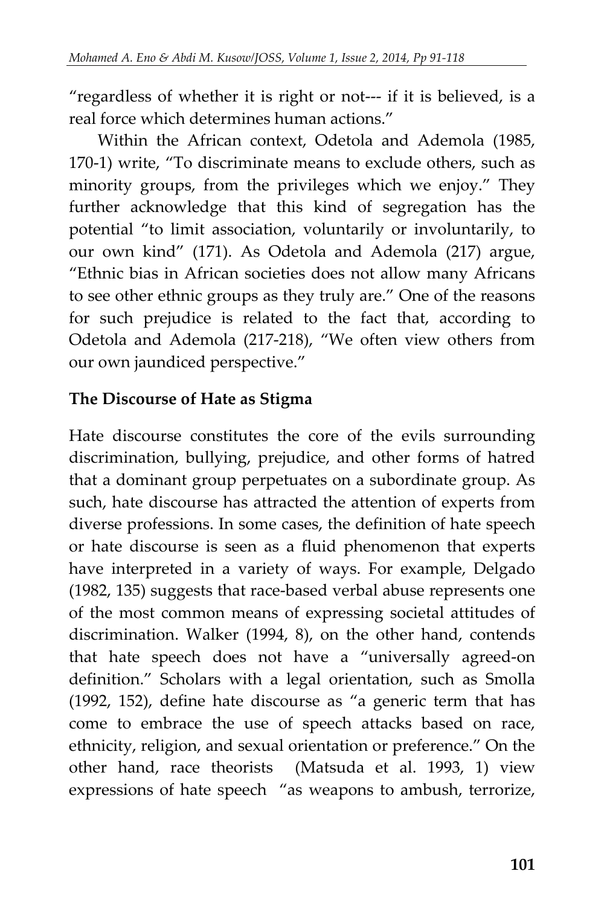"regardless of whether it is right or not--- if it is believed, is a real force which determines human actions."

Within the African context, Odetola and Ademola (1985, 170-1) write, "To discriminate means to exclude others, such as minority groups, from the privileges which we enjoy." They further acknowledge that this kind of segregation has the potential "to limit association, voluntarily or involuntarily, to our own kind" (171). As Odetola and Ademola (217) argue, "Ethnic bias in African societies does not allow many Africans to see other ethnic groups as they truly are." One of the reasons for such prejudice is related to the fact that, according to Odetola and Ademola (217-218), "We often view others from our own jaundiced perspective."

## The Discourse of Hate as Stigma

Hate discourse constitutes the core of the evils surrounding discrimination, bullying, prejudice, and other forms of hatred that a dominant group perpetuates on a subordinate group. As such, hate discourse has attracted the attention of experts from diverse professions. In some cases, the definition of hate speech or hate discourse is seen as a fluid phenomenon that experts have interpreted in a variety of ways. For example, Delgado (1982, 135) suggests that race-based verbal abuse represents one of the most common means of expressing societal attitudes of discrimination. Walker (1994, 8), on the other hand, contends that hate speech does not have a "universally agreed-on definition." Scholars with a legal orientation, such as Smolla (1992, 152), define hate discourse as "a generic term that has come to embrace the use of speech attacks based on race, ethnicity, religion, and sexual orientation or preference." On the other hand, race theorists (Matsuda et al. 1993, 1) view expressions of hate speech "as weapons to ambush, terrorize,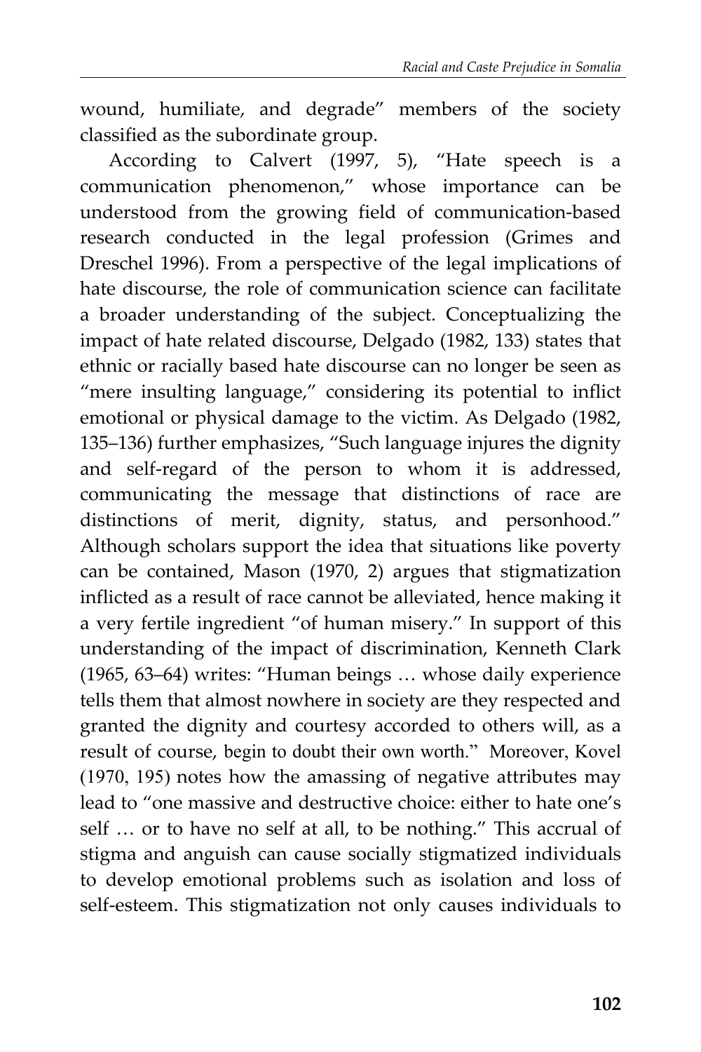wound, humiliate, and degrade" members of the society classified as the subordinate group.

According to Calvert (1997, 5), "Hate speech is a communication phenomenon," whose importance can be understood from the growing field of communication-based research conducted in the legal profession (Grimes and Dreschel 1996). From a perspective of the legal implications of hate discourse, the role of communication science can facilitate a broader understanding of the subject. Conceptualizing the impact of hate related discourse, Delgado (1982, 133) states that ethnic or racially based hate discourse can no longer be seen as "mere insulting language," considering its potential to inflict emotional or physical damage to the victim. As Delgado (1982, 135–136) further emphasizes, "Such language injures the dignity and self-regard of the person to whom it is addressed, communicating the message that distinctions of race are distinctions of merit, dignity, status, and personhood." Although scholars support the idea that situations like poverty can be contained, Mason (1970, 2) argues that stigmatization inflicted as a result of race cannot be alleviated, hence making it a very fertile ingredient "of human misery." In support of this understanding of the impact of discrimination, Kenneth Clark (1965, 63–64) writes: "Human beings … whose daily experience tells them that almost nowhere in society are they respected and granted the dignity and courtesy accorded to others will, as a result of course, begin to doubt their own worth." Moreover, Kovel (1970, 195) notes how the amassing of negative attributes may lead to "one massive and destructive choice: either to hate one's self … or to have no self at all, to be nothing." This accrual of stigma and anguish can cause socially stigmatized individuals to develop emotional problems such as isolation and loss of self-esteem. This stigmatization not only causes individuals to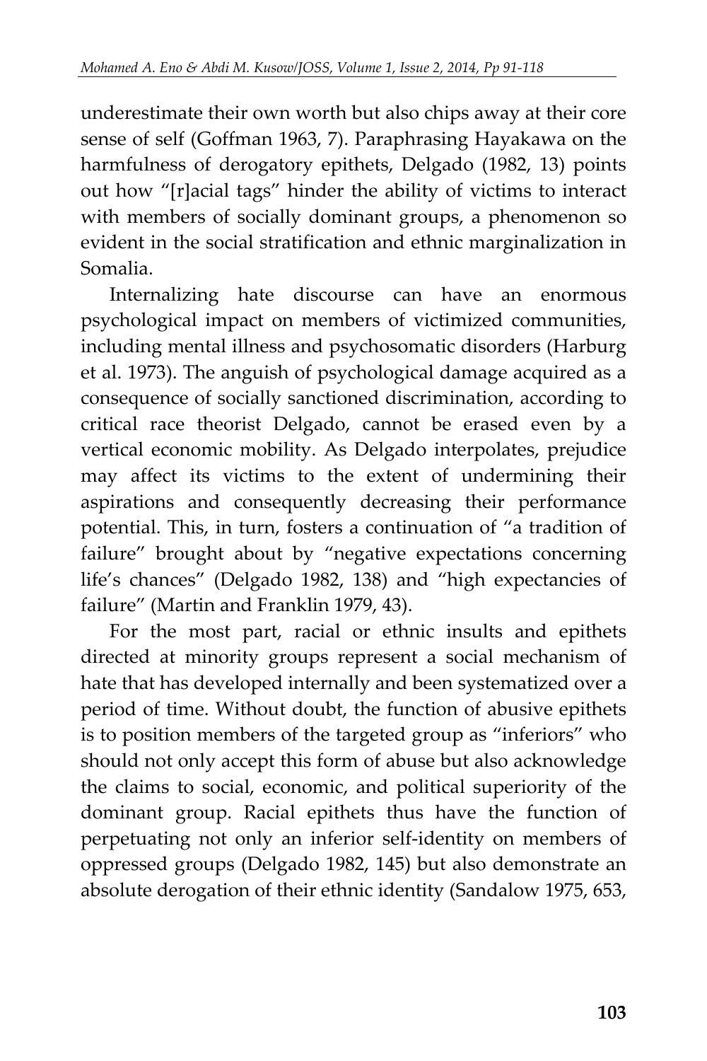underestimate their own worth but also chips away at their core sense of self (Goffman 1963, 7). Paraphrasing Hayakawa on the harmfulness of derogatory epithets, Delgado (1982, 13) points out how "[r]acial tags" hinder the ability of victims to interact with members of socially dominant groups, a phenomenon so evident in the social stratification and ethnic marginalization in Somalia.

Internalizing hate discourse can have an enormous psychological impact on members of victimized communities, including mental illness and psychosomatic disorders (Harburg et al. 1973). The anguish of psychological damage acquired as a consequence of socially sanctioned discrimination, according to critical race theorist Delgado, cannot be erased even by a vertical economic mobility. As Delgado interpolates, prejudice may affect its victims to the extent of undermining their aspirations and consequently decreasing their performance potential. This, in turn, fosters a continuation of "a tradition of failure" brought about by "negative expectations concerning life's chances" (Delgado 1982, 138) and "high expectancies of failure" (Martin and Franklin 1979, 43).

For the most part, racial or ethnic insults and epithets directed at minority groups represent a social mechanism of hate that has developed internally and been systematized over a period of time. Without doubt, the function of abusive epithets is to position members of the targeted group as "inferiors" who should not only accept this form of abuse but also acknowledge the claims to social, economic, and political superiority of the dominant group. Racial epithets thus have the function of perpetuating not only an inferior self-identity on members of oppressed groups (Delgado 1982, 145) but also demonstrate an absolute derogation of their ethnic identity (Sandalow 1975, 653,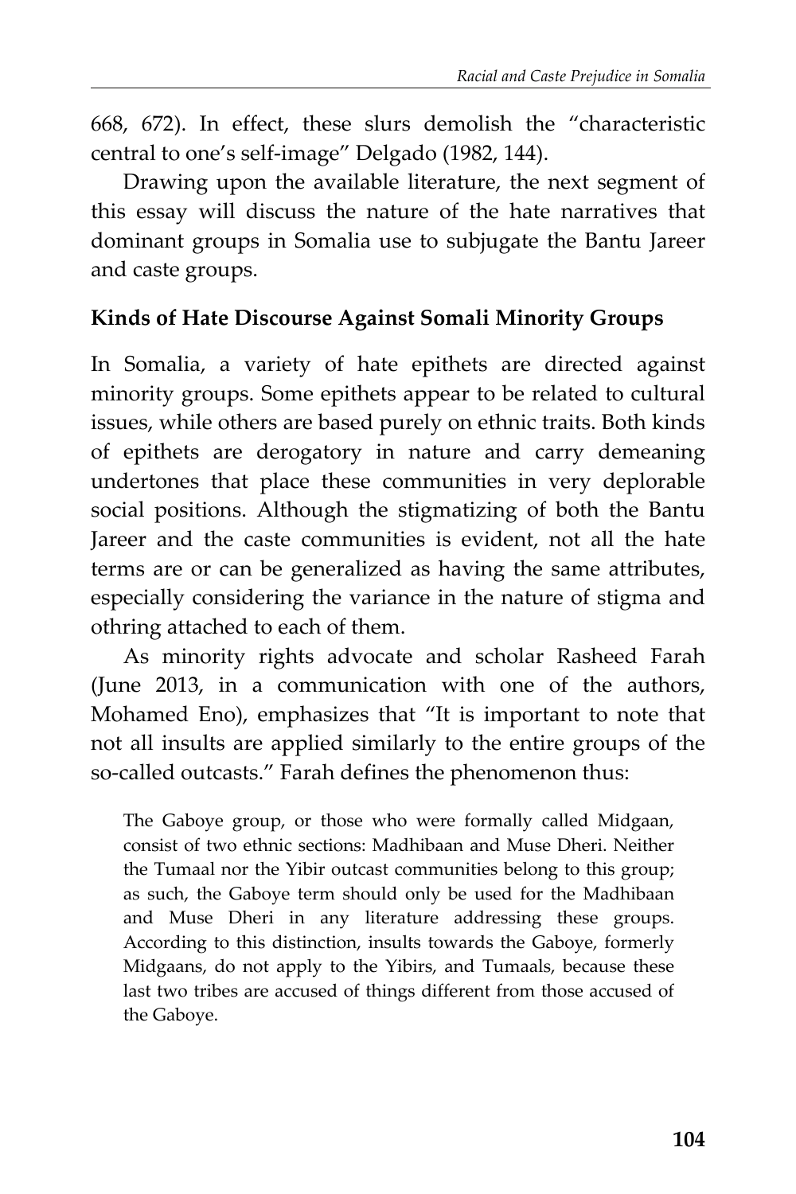668, 672). In effect, these slurs demolish the "characteristic central to one's self-image" Delgado (1982, 144).

Drawing upon the available literature, the next segment of this essay will discuss the nature of the hate narratives that dominant groups in Somalia use to subjugate the Bantu Jareer and caste groups.

## Kinds of Hate Discourse Against Somali Minority Groups

In Somalia, a variety of hate epithets are directed against minority groups. Some epithets appear to be related to cultural issues, while others are based purely on ethnic traits. Both kinds of epithets are derogatory in nature and carry demeaning undertones that place these communities in very deplorable social positions. Although the stigmatizing of both the Bantu Jareer and the caste communities is evident, not all the hate terms are or can be generalized as having the same attributes, especially considering the variance in the nature of stigma and othring attached to each of them.

As minority rights advocate and scholar Rasheed Farah (June 2013, in a communication with one of the authors, Mohamed Eno), emphasizes that "It is important to note that not all insults are applied similarly to the entire groups of the so-called outcasts." Farah defines the phenomenon thus:

> The Gaboye group, or those who were formally called Midgaan, consist of two ethnic sections: Madhibaan and Muse Dheri. Neither the Tumaal nor the Yibir outcast communities belong to this group; as such, the Gaboye term should only be used for the Madhibaan and Muse Dheri in any literature addressing these groups. According to this distinction, insults towards the Gaboye, formerly Midgaans, do not apply to the Yibirs, and Tumaals, because these last two tribes are accused of things different from those accused of the Gaboye.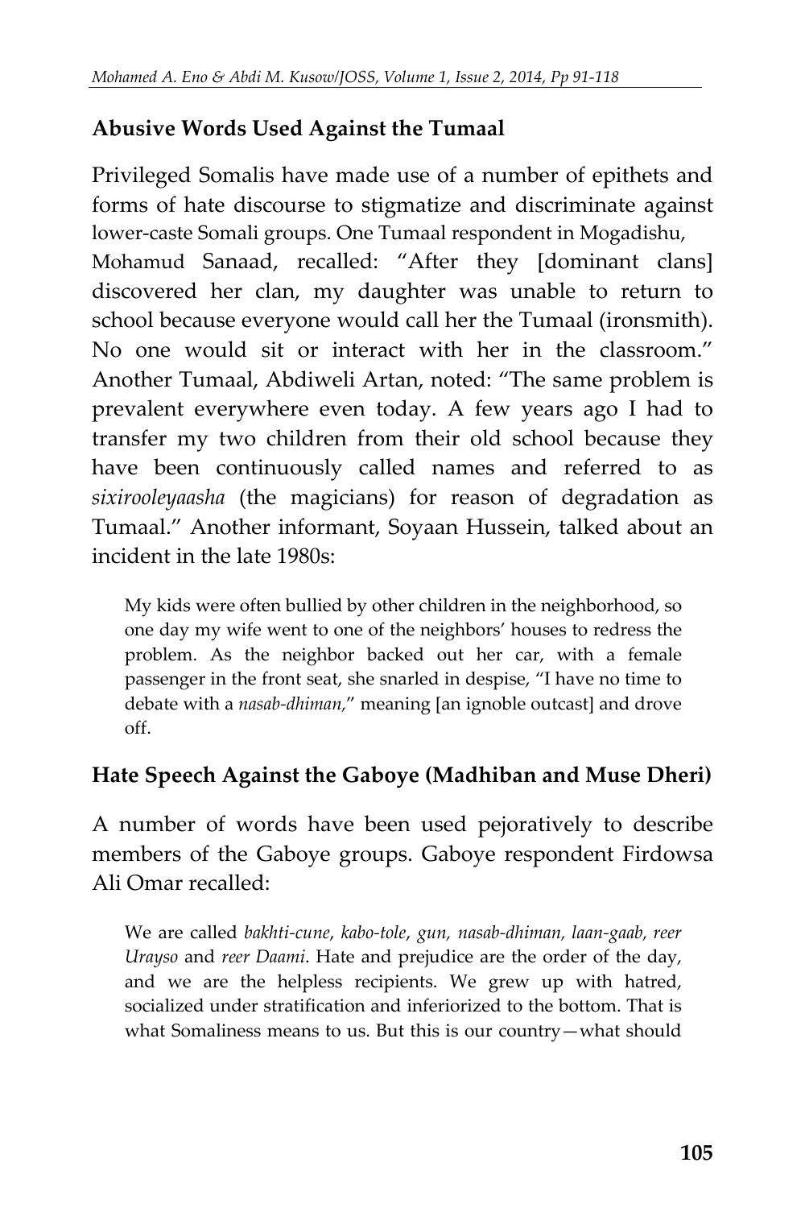## Abusive Words Used Against the Tumaal

Privileged Somalis have made use of a number of epithets and forms of hate discourse to stigmatize and discriminate against lower-caste Somali groups. One Tumaal respondent in Mogadishu, Mohamud Sanaad, recalled: "After they [dominant clans] discovered her clan, my daughter was unable to return to school because everyone would call her the Tumaal (ironsmith). No one would sit or interact with her in the classroom." Another Tumaal, Abdiweli Artan, noted: "The same problem is prevalent everywhere even today. A few years ago I had to transfer my two children from their old school because they have been continuously called names and referred to as *sixirooleyaasha* (the magicians) for reason of degradation as Tumaal." Another informant, Soyaan Hussein, talked about an incident in the late 1980s:

> My kids were often bullied by other children in the neighborhood, so one day my wife went to one of the neighbors' houses to redress the problem. As the neighbor backed out her car, with a female passenger in the front seat, she snarled in despise, "I have no time to debate with a *nasab-dhiman*," meaning [an ignoble outcast] and drove off.

## Hate Speech Against the Gaboye (Madhiban and Muse Dheri)

A number of words have been used pejoratively to describe members of the Gaboye groups. Gaboye respondent Firdowsa Ali Omar recalled:

> We are called *bakhti-cune*, *kabo-tole*, *gun*, *nasab-dhiman*, *laan-gaab*, *reer Urayso* and *reer Daami*. Hate and prejudice are the order of the day, and we are the helpless recipients. We grew up with hatred, socialized under stratification and inferiorized to the bottom. That is what Somaliness means to us. But this is our country—what should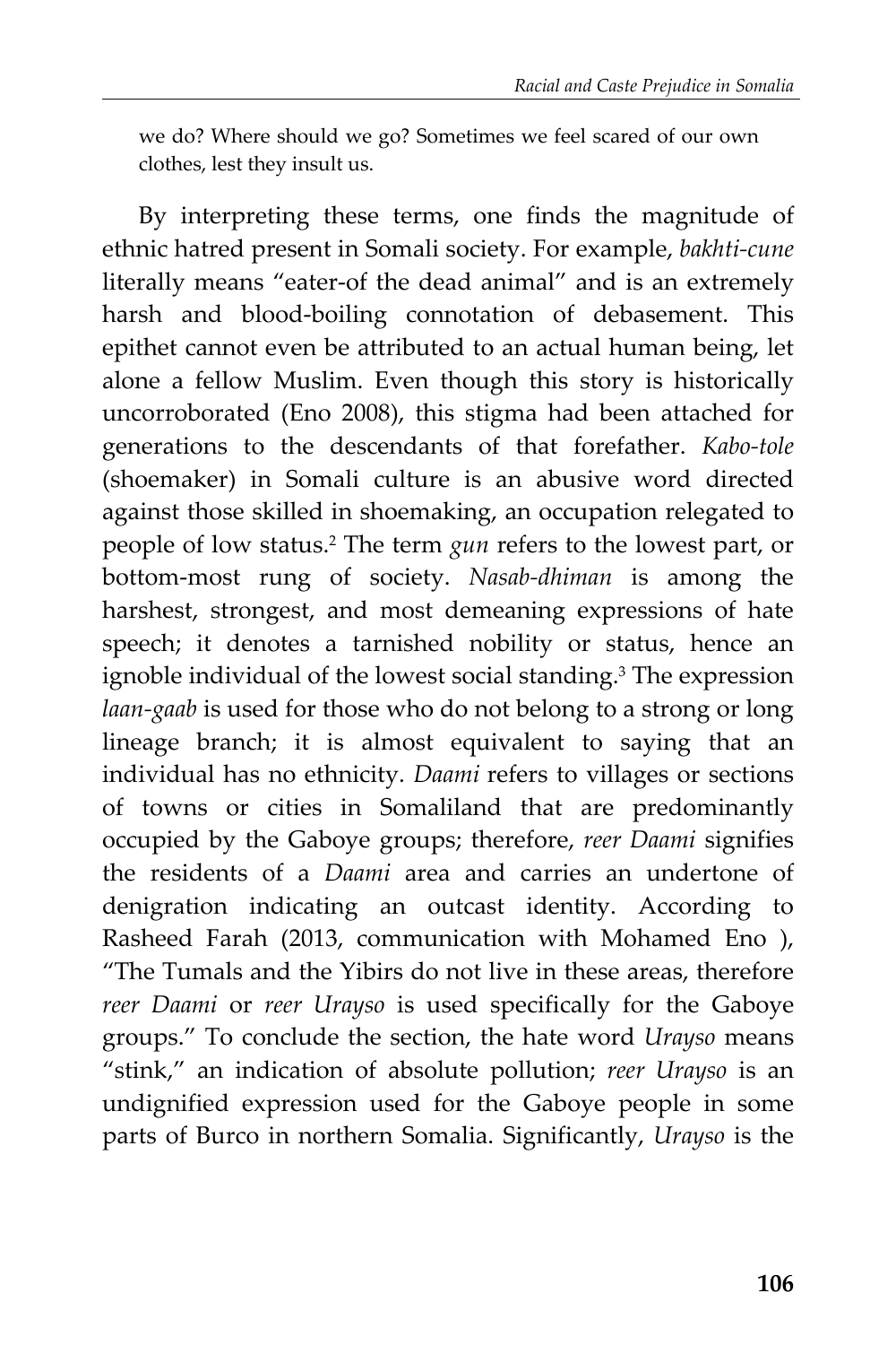we do? Where should we go? Sometimes we feel scared of our own clothes, lest they insult us.

By interpreting these terms, one finds the magnitude of ethnic hatred present in Somali society. For example, *bakhti-cune* literally means "eater-of the dead animal" and is an extremely harsh and blood-boiling connotation of debasement. This epithet cannot even be attributed to an actual human being, let alone a fellow Muslim. Even though this story is historically uncorroborated (Eno 2008), this stigma had been attached for generations to the descendants of that forefather. *Kabo-tole* (shoemaker) in Somali culture is an abusive word directed against those skilled in shoemaking, an occupation relegated to people of low status.[2] The term *gun* refers to the lowest part, or bottom-most rung of society. *Nasab-dhiman* is among the harshest, strongest, and most demeaning expressions of hate speech; it denotes a tarnished nobility or status, hence an ignoble individual of the lowest social standing.[3] The expression *laan-gaab* is used for those who do not belong to a strong or long lineage branch; it is almost equivalent to saying that an individual has no ethnicity. *Daami* refers to villages or sections of towns or cities in Somaliland that are predominantly occupied by the Gaboye groups; therefore, *reer Daami* signifies the residents of a *Daami* area and carries an undertone of denigration indicating an outcast identity. According to Rasheed Farah (2013, communication with Mohamed Eno ), "The Tumals and the Yibirs do not live in these areas, therefore *reer Daami* or *reer Urayso* is used specifically for the Gaboye groups." To conclude the section, the hate word *Urayso* means "stink," an indication of absolute pollution; *reer Urayso* is an undignified expression used for the Gaboye people in some parts of Burco in northern Somalia. Significantly, *Urayso* is the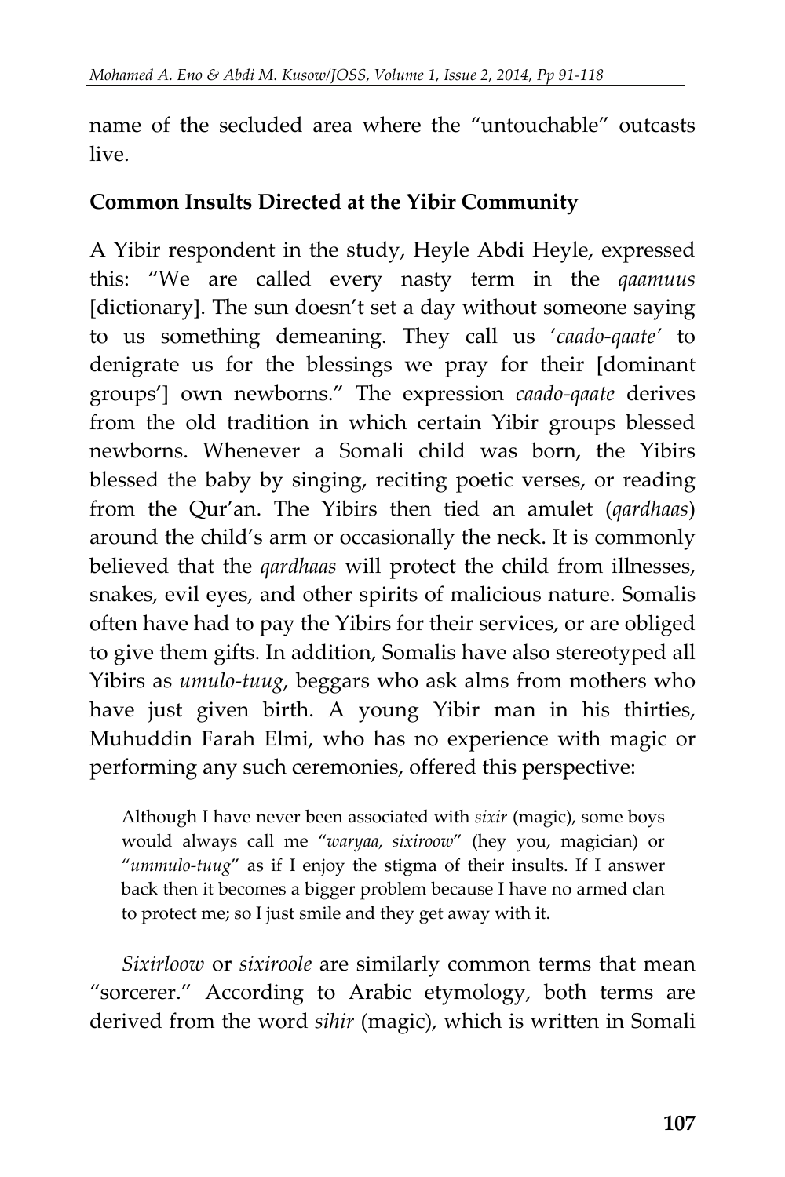name of the secluded area where the "untouchable" outcasts live.

**Common Insults Directed at the Yibir Community**

A Yibir respondent in the study, Heyle Abdi Heyle, expressed this: "We are called every nasty term in the *qaamuus* [dictionary]. The sun doesn't set a day without someone saying to us something demeaning. They call us '*caado-qaate*' to denigrate us for the blessings we pray for their [dominant groups'] own newborns." The expression *caado-qaate* derives from the old tradition in which certain Yibir groups blessed newborns. Whenever a Somali child was born, the Yibirs blessed the baby by singing, reciting poetic verses, or reading from the Qur'an. The Yibirs then tied an amulet (*qardhaas*) around the child's arm or occasionally the neck. It is commonly believed that the *qardhaas* will protect the child from illnesses, snakes, evil eyes, and other spirits of malicious nature. Somalis often have had to pay the Yibirs for their services, or are obliged to give them gifts. In addition, Somalis have also stereotyped all Yibirs as *umulo-tuug*, beggars who ask alms from mothers who have just given birth. A young Yibir man in his thirties, Muhuddin Farah Elmi, who has no experience with magic or performing any such ceremonies, offered this perspective:

> Although I have never been associated with *sixir* (magic), some boys would always call me "*waryaa, sixiroow*" (hey you, magician) or "*ummulo-tuug*" as if I enjoy the stigma of their insults. If I answer back then it becomes a bigger problem because I have no armed clan to protect me; so I just smile and they get away with it.

*Sixirloow* or *sixiroole* are similarly common terms that mean "sorcerer." According to Arabic etymology, both terms are derived from the word *sihir* (magic), which is written in Somali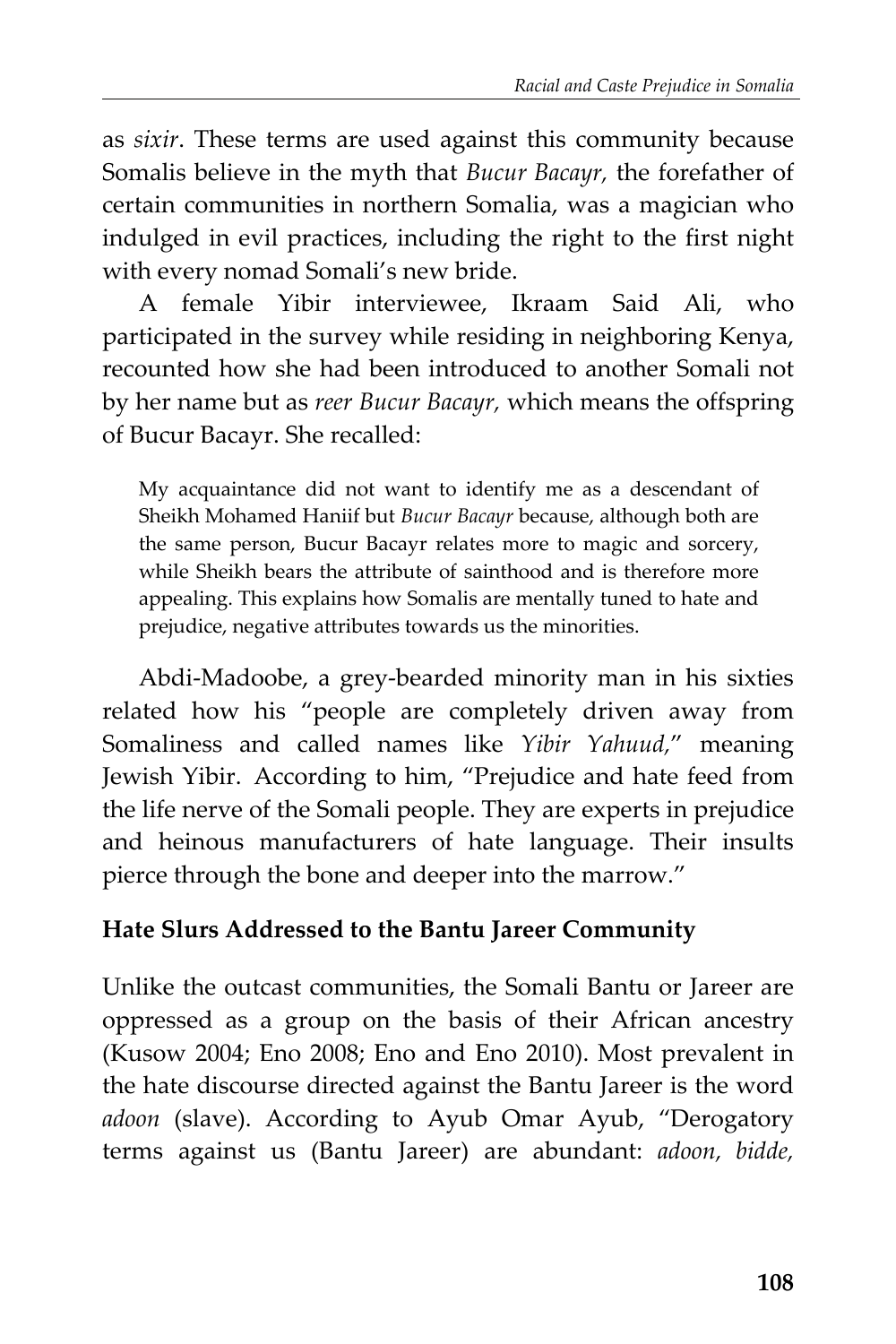as *sixir*. These terms are used against this community because Somalis believe in the myth that *Bucur Bacayr,* the forefather of certain communities in northern Somalia, was a magician who indulged in evil practices, including the right to the first night with every nomad Somali's new bride.

A female Yibir interviewee, Ikraam Said Ali, who participated in the survey while residing in neighboring Kenya, recounted how she had been introduced to another Somali not by her name but as *reer Bucur Bacayr,* which means the offspring of Bucur Bacayr. She recalled:

> My acquaintance did not want to identify me as a descendant of Sheikh Mohamed Haniif but *Bucur Bacayr* because, although both are the same person, Bucur Bacayr relates more to magic and sorcery, while Sheikh bears the attribute of sainthood and is therefore more appealing. This explains how Somalis are mentally tuned to hate and prejudice, negative attributes towards us the minorities.

Abdi-Madoobe, a grey-bearded minority man in his sixties related how his "people are completely driven away from Somaliness and called names like *Yibir Yahuud,*" meaning Jewish Yibir. According to him, "Prejudice and hate feed from the life nerve of the Somali people. They are experts in prejudice and heinous manufacturers of hate language. Their insults pierce through the bone and deeper into the marrow."

### Hate Slurs Addressed to the Bantu Jareer Community

Unlike the outcast communities, the Somali Bantu or Jareer are oppressed as a group on the basis of their African ancestry (Kusow 2004; Eno 2008; Eno and Eno 2010). Most prevalent in the hate discourse directed against the Bantu Jareer is the word *adoon* (slave). According to Ayub Omar Ayub, "Derogatory terms against us (Bantu Jareer) are abundant: *adoon, bidde,*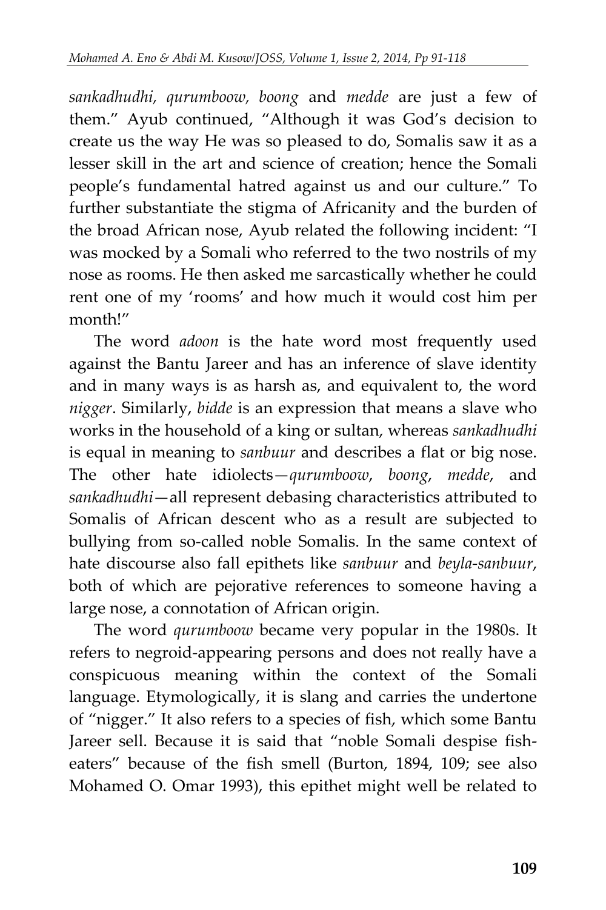*sankadhudhi, qurumboow, boong* and *medde* are just a few of them." Ayub continued, "Although it was God's decision to create us the way He was so pleased to do, Somalis saw it as a lesser skill in the art and science of creation; hence the Somali people's fundamental hatred against us and our culture." To further substantiate the stigma of Africanity and the burden of the broad African nose, Ayub related the following incident: "I was mocked by a Somali who referred to the two nostrils of my nose as rooms. He then asked me sarcastically whether he could rent one of my 'rooms' and how much it would cost him per month!"

The word *adoon* is the hate word most frequently used against the Bantu Jareer and has an inference of slave identity and in many ways is as harsh as, and equivalent to, the word *nigger*. Similarly, *bidde* is an expression that means a slave who works in the household of a king or sultan, whereas *sankadhudhi* is equal in meaning to *sanbuur* and describes a flat or big nose. The other hate idiolects—*qurumboow*, *boong*, *medde*, and *sankadhudhi*—all represent debasing characteristics attributed to Somalis of African descent who as a result are subjected to bullying from so-called noble Somalis. In the same context of hate discourse also fall epithets like *sanbuur* and *beyla-sanbuur*, both of which are pejorative references to someone having a large nose, a connotation of African origin.

The word *qurumboow* became very popular in the 1980s. It refers to negroid-appearing persons and does not really have a conspicuous meaning within the context of the Somali language. Etymologically, it is slang and carries the undertone of "nigger." It also refers to a species of fish, which some Bantu Jareer sell. Because it is said that "noble Somali despise fish-eaters" because of the fish smell (Burton, 1894, 109; see also Mohamed O. Omar 1993), this epithet might well be related to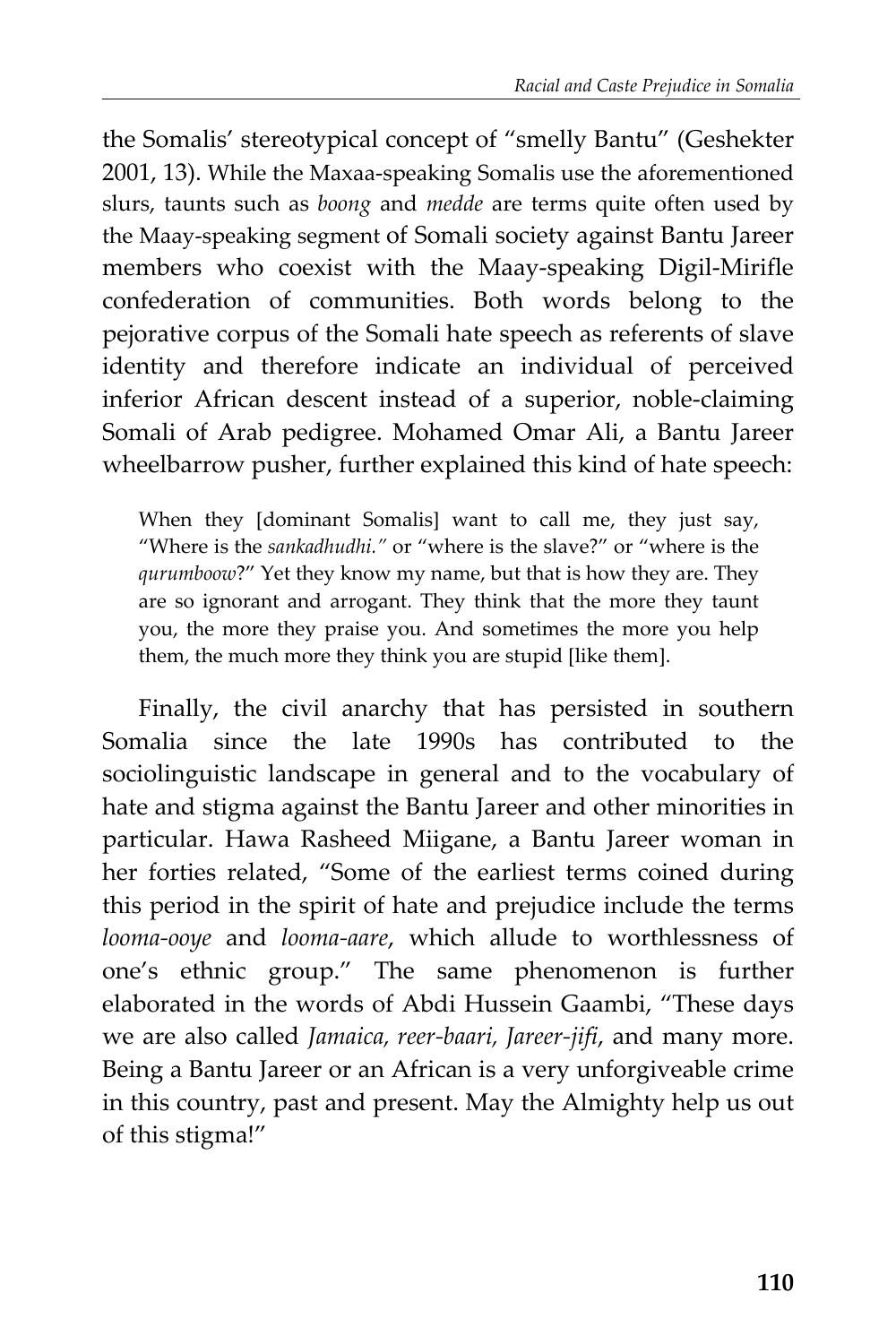the Somalis' stereotypical concept of "smelly Bantu" (Geshekter 2001, 13). While the Maxaa-speaking Somalis use the aforementioned slurs, taunts such as *boong* and *medde* are terms quite often used by the Maay-speaking segment of Somali society against Bantu Jareer members who coexist with the Maay-speaking Digil-Mirifle confederation of communities. Both words belong to the pejorative corpus of the Somali hate speech as referents of slave identity and therefore indicate an individual of perceived inferior African descent instead of a superior, noble-claiming Somali of Arab pedigree. Mohamed Omar Ali, a Bantu Jareer wheelbarrow pusher, further explained this kind of hate speech:

> When they [dominant Somalis] want to call me, they just say, "Where is the *sankadhudhi."* or "where is the slave?" or "where is the *qurumboow*?" Yet they know my name, but that is how they are. They are so ignorant and arrogant. They think that the more they taunt you, the more they praise you. And sometimes the more you help them, the much more they think you are stupid [like them].

Finally, the civil anarchy that has persisted in southern Somalia since the late 1990s has contributed to the sociolinguistic landscape in general and to the vocabulary of hate and stigma against the Bantu Jareer and other minorities in particular. Hawa Rasheed Miigane, a Bantu Jareer woman in her forties related, "Some of the earliest terms coined during this period in the spirit of hate and prejudice include the terms *looma-ooye* and *looma-aare*, which allude to worthlessness of one's ethnic group." The same phenomenon is further elaborated in the words of Abdi Hussein Gaambi, "These days we are also called *Jamaica, reer-baari, Jareer-jifi*, and many more. Being a Bantu Jareer or an African is a very unforgiveable crime in this country, past and present. May the Almighty help us out of this stigma!"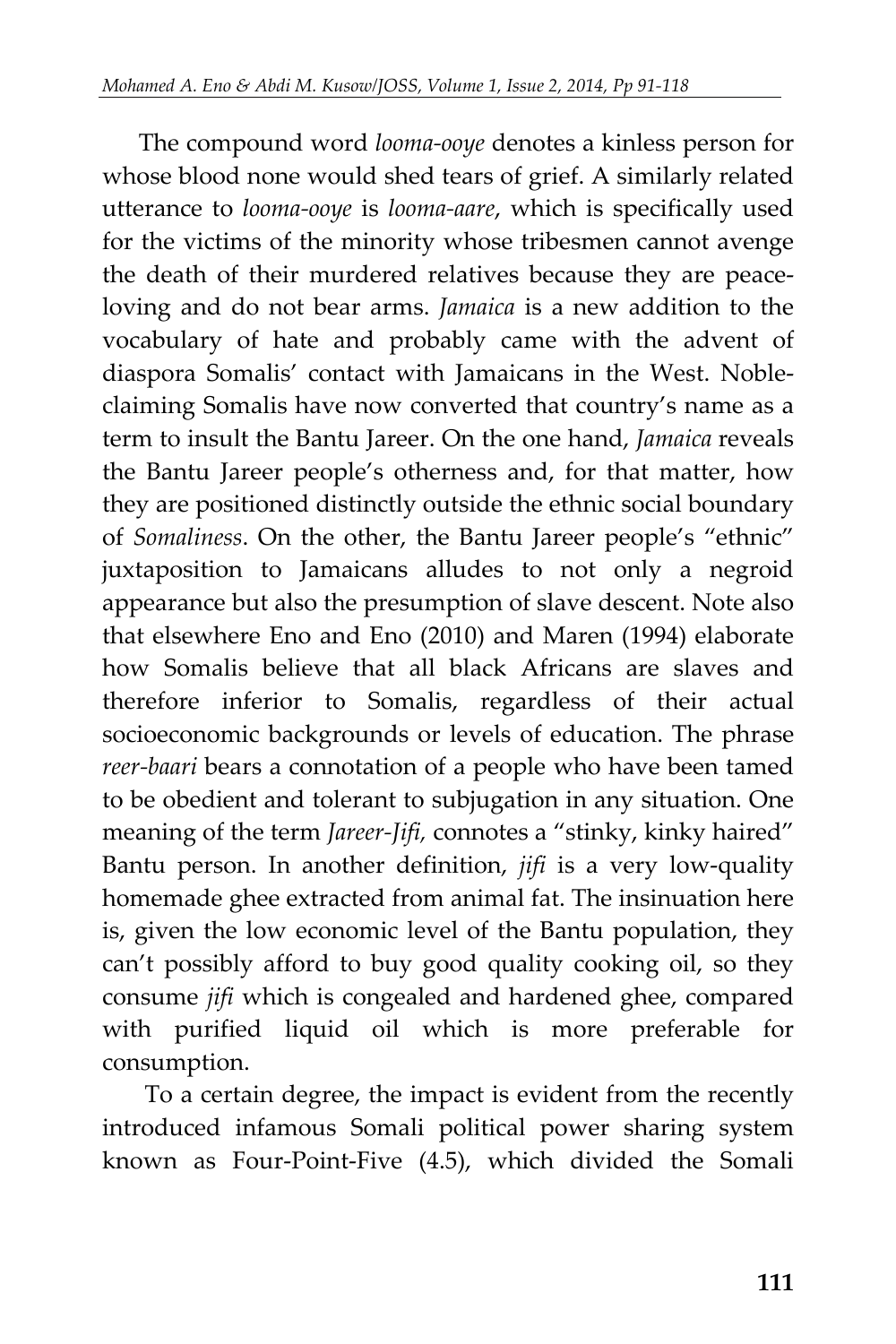The compound word *looma-ooye* denotes a kinless person for whose blood none would shed tears of grief. A similarly related utterance to *looma-ooye* is *looma-aare*, which is specifically used for the victims of the minority whose tribesmen cannot avenge the death of their murdered relatives because they are peace-loving and do not bear arms. *Jamaica* is a new addition to the vocabulary of hate and probably came with the advent of diaspora Somalis' contact with Jamaicans in the West. Noble-claiming Somalis have now converted that country's name as a term to insult the Bantu Jareer. On the one hand, *Jamaica* reveals the Bantu Jareer people's otherness and, for that matter, how they are positioned distinctly outside the ethnic social boundary of *Somaliness*. On the other, the Bantu Jareer people's "ethnic" juxtaposition to Jamaicans alludes to not only a negroid appearance but also the presumption of slave descent. Note also that elsewhere Eno and Eno (2010) and Maren (1994) elaborate how Somalis believe that all black Africans are slaves and therefore inferior to Somalis, regardless of their actual socioeconomic backgrounds or levels of education. The phrase *reer-baari* bears a connotation of a people who have been tamed to be obedient and tolerant to subjugation in any situation. One meaning of the term *Jareer-Jifi,* connotes a "stinky, kinky haired" Bantu person. In another definition, *jifi* is a very low-quality homemade ghee extracted from animal fat. The insinuation here is, given the low economic level of the Bantu population, they can't possibly afford to buy good quality cooking oil, so they consume *jifi* which is congealed and hardened ghee, compared with purified liquid oil which is more preferable for consumption.

To a certain degree, the impact is evident from the recently introduced infamous Somali political power sharing system known as Four-Point-Five (4.5), which divided the Somali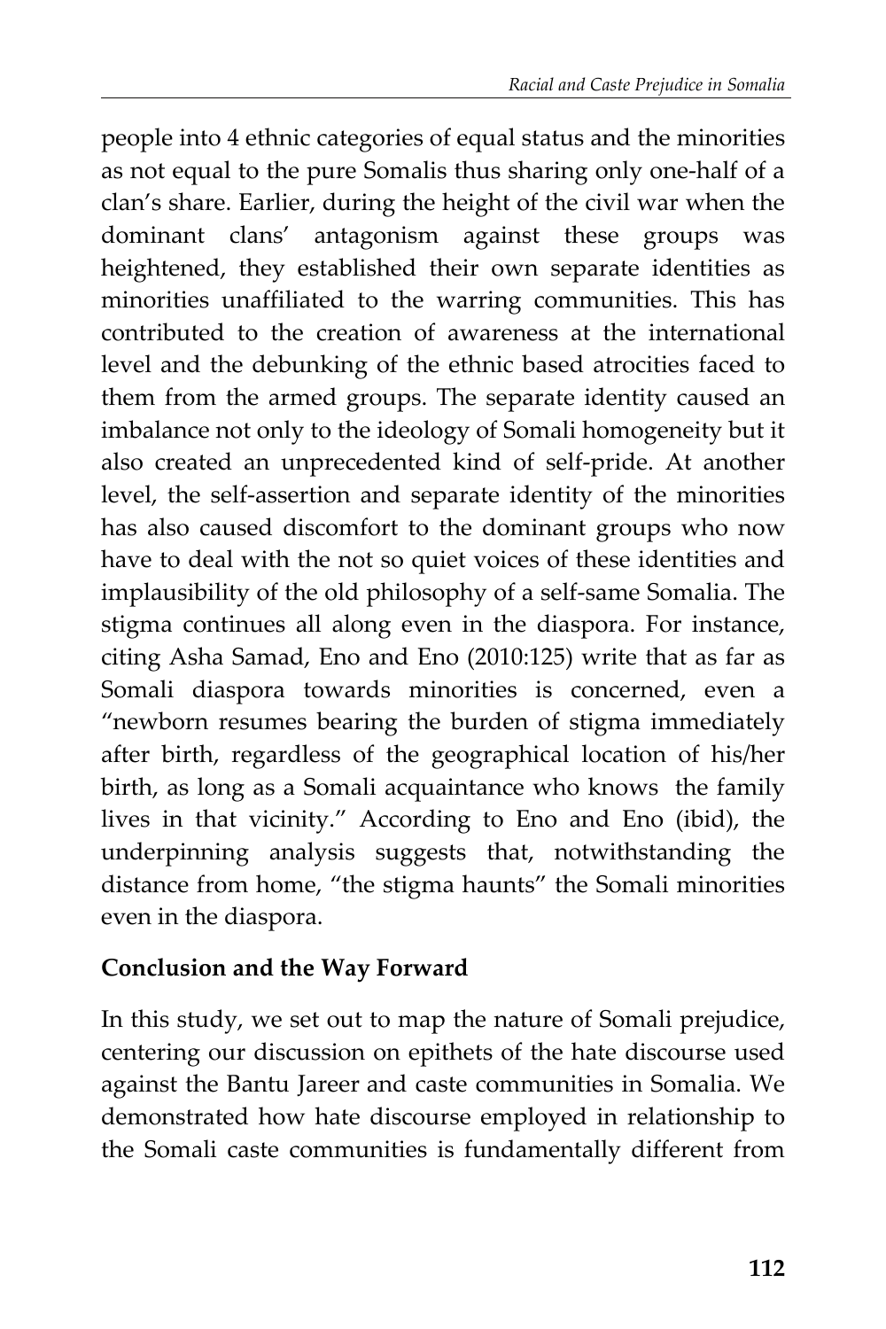people into 4 ethnic categories of equal status and the minorities as not equal to the pure Somalis thus sharing only one-half of a clan's share. Earlier, during the height of the civil war when the dominant clans' antagonism against these groups was heightened, they established their own separate identities as minorities unaffiliated to the warring communities. This has contributed to the creation of awareness at the international level and the debunking of the ethnic based atrocities faced to them from the armed groups. The separate identity caused an imbalance not only to the ideology of Somali homogeneity but it also created an unprecedented kind of self-pride. At another level, the self-assertion and separate identity of the minorities has also caused discomfort to the dominant groups who now have to deal with the not so quiet voices of these identities and implausibility of the old philosophy of a self-same Somalia. The stigma continues all along even in the diaspora. For instance, citing Asha Samad, Eno and Eno (2010:125) write that as far as Somali diaspora towards minorities is concerned, even a "newborn resumes bearing the burden of stigma immediately after birth, regardless of the geographical location of his/her birth, as long as a Somali acquaintance who knows the family lives in that vicinity." According to Eno and Eno (ibid), the underpinning analysis suggests that, notwithstanding the distance from home, "the stigma haunts" the Somali minorities even in the diaspora.

## Conclusion and the Way Forward

In this study, we set out to map the nature of Somali prejudice, centering our discussion on epithets of the hate discourse used against the Bantu Jareer and caste communities in Somalia. We demonstrated how hate discourse employed in relationship to the Somali caste communities is fundamentally different from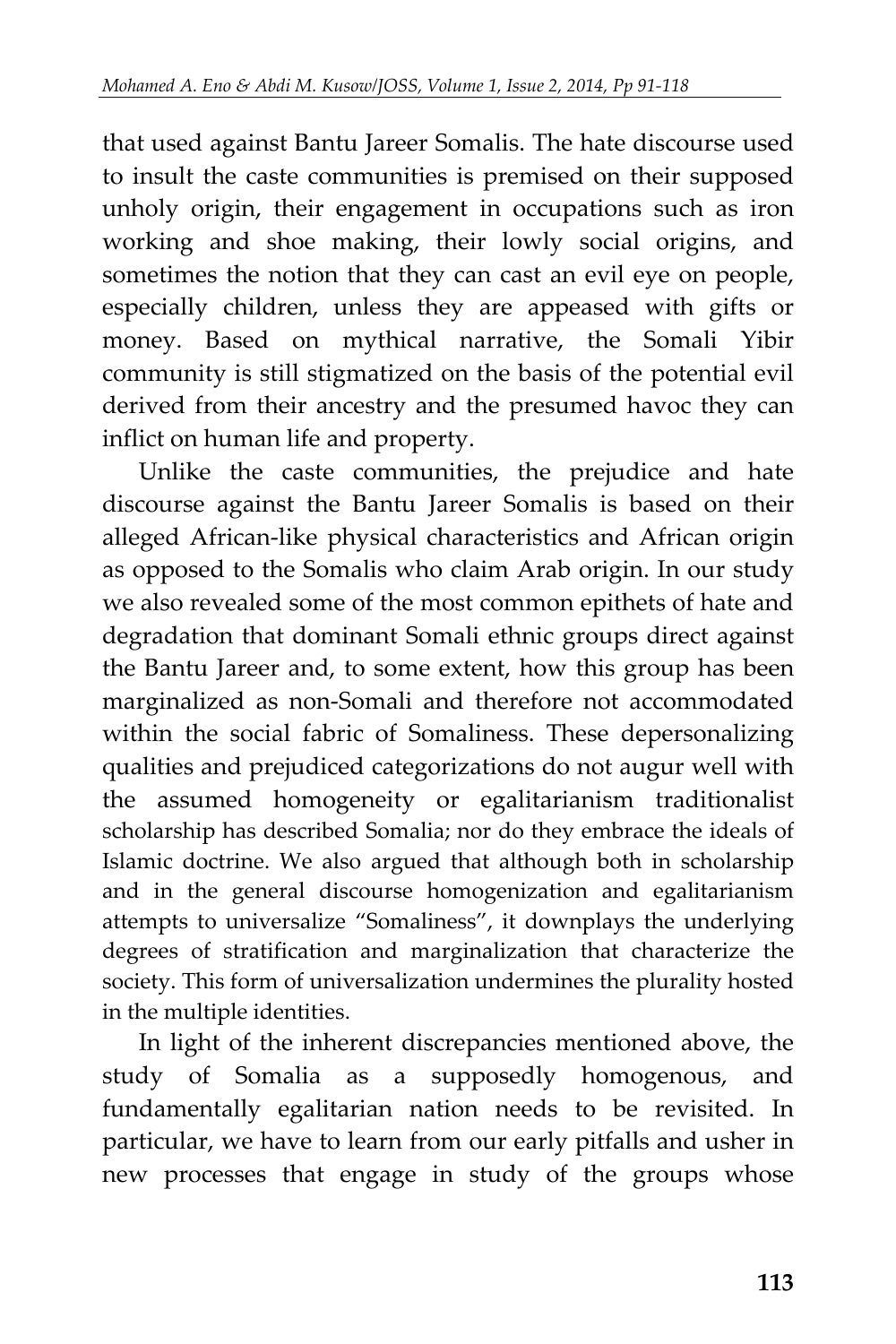that used against Bantu Jareer Somalis. The hate discourse used to insult the caste communities is premised on their supposed unholy origin, their engagement in occupations such as iron working and shoe making, their lowly social origins, and sometimes the notion that they can cast an evil eye on people, especially children, unless they are appeased with gifts or money. Based on mythical narrative, the Somali Yibir community is still stigmatized on the basis of the potential evil derived from their ancestry and the presumed havoc they can inflict on human life and property.

Unlike the caste communities, the prejudice and hate discourse against the Bantu Jareer Somalis is based on their alleged African-like physical characteristics and African origin as opposed to the Somalis who claim Arab origin. In our study we also revealed some of the most common epithets of hate and degradation that dominant Somali ethnic groups direct against the Bantu Jareer and, to some extent, how this group has been marginalized as non-Somali and therefore not accommodated within the social fabric of Somaliness. These depersonalizing qualities and prejudiced categorizations do not augur well with the assumed homogeneity or egalitarianism traditionalist scholarship has described Somalia; nor do they embrace the ideals of Islamic doctrine. We also argued that although both in scholarship and in the general discourse homogenization and egalitarianism attempts to universalize "Somaliness", it downplays the underlying degrees of stratification and marginalization that characterize the society. This form of universalization undermines the plurality hosted in the multiple identities.

In light of the inherent discrepancies mentioned above, the study of Somalia as a supposedly homogenous, and fundamentally egalitarian nation needs to be revisited. In particular, we have to learn from our early pitfalls and usher in new processes that engage in study of the groups whose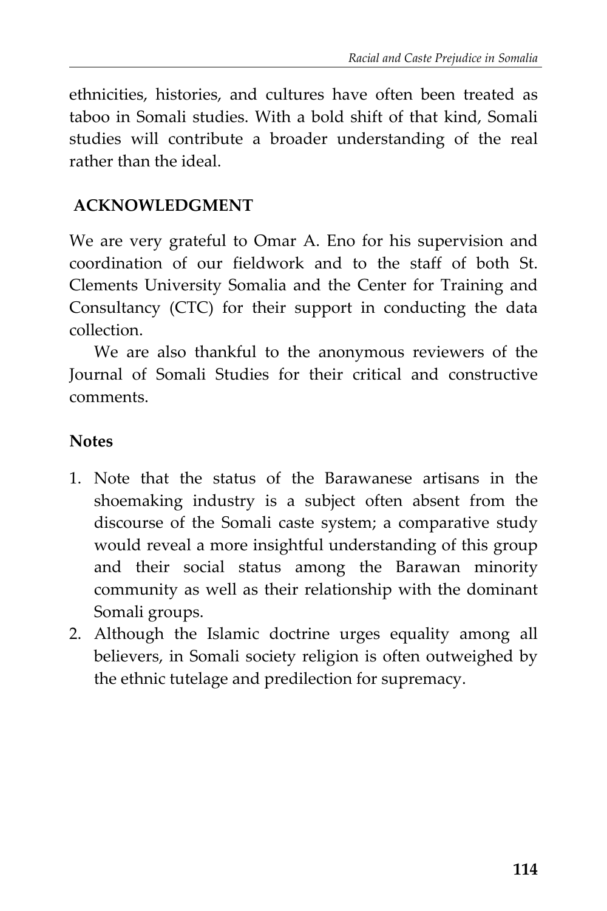ethnicities, histories, and cultures have often been treated as taboo in Somali studies. With a bold shift of that kind, Somali studies will contribute a broader understanding of the real rather than the ideal.

## ACKNOWLEDGMENT

We are very grateful to Omar A. Eno for his supervision and coordination of our fieldwork and to the staff of both St. Clements University Somalia and the Center for Training and Consultancy (CTC) for their support in conducting the data collection.

We are also thankful to the anonymous reviewers of the Journal of Somali Studies for their critical and constructive comments.

### Notes

1. Note that the status of the Barawanese artisans in the shoemaking industry is a subject often absent from the discourse of the Somali caste system; a comparative study would reveal a more insightful understanding of this group and their social status among the Barawan minority community as well as their relationship with the dominant Somali groups.
2. Although the Islamic doctrine urges equality among all believers, in Somali society religion is often outweighed by the ethnic tutelage and predilection for supremacy.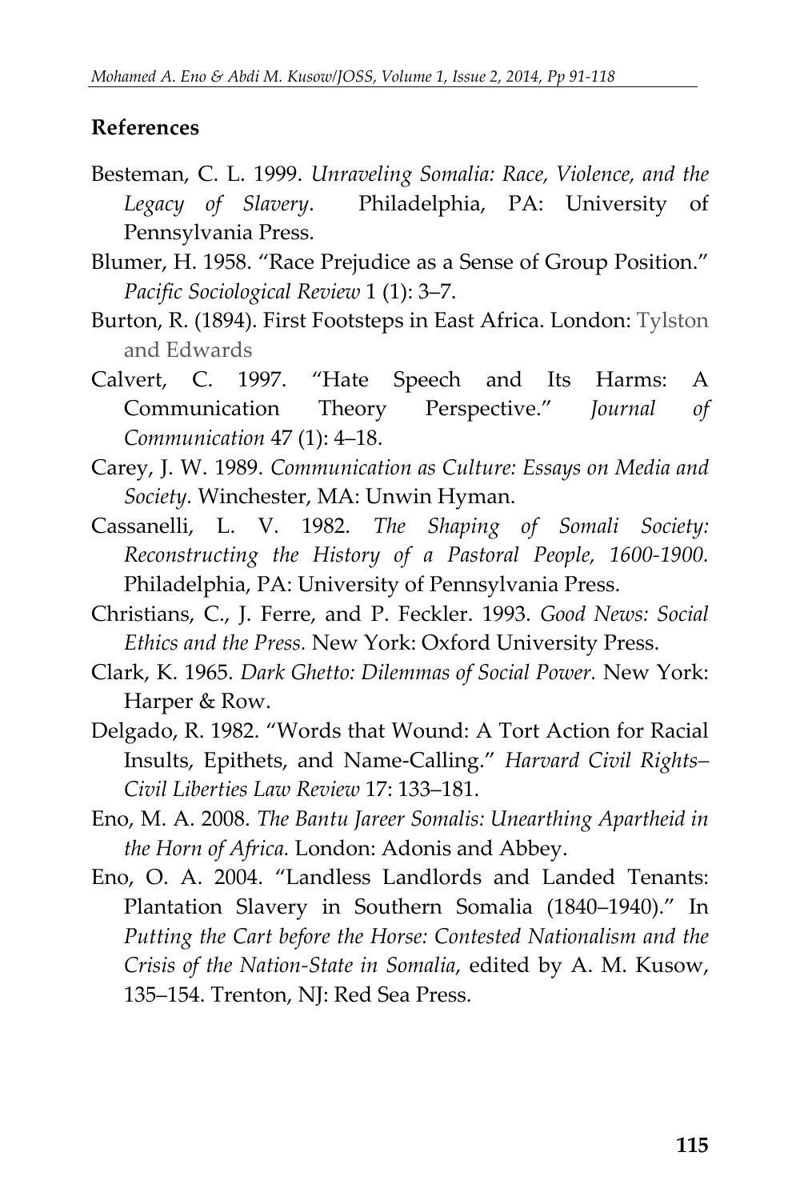## References

Besteman, C. L. 1999. *Unraveling Somalia: Race, Violence, and the Legacy of Slavery*. Philadelphia, PA: University of Pennsylvania Press.

Blumer, H. 1958. "Race Prejudice as a Sense of Group Position." *Pacific Sociological Review* 1 (1): 3–7.

Burton, R. (1894). First Footsteps in East Africa. London: Tylston and Edwards

Calvert, C. 1997. "Hate Speech and Its Harms: A Communication Theory Perspective." *Journal of Communication* 47 (1): 4–18.

Carey, J. W. 1989. *Communication as Culture: Essays on Media and Society.* Winchester, MA: Unwin Hyman.

Cassanelli, L. V. 1982. *The Shaping of Somali Society: Reconstructing the History of a Pastoral People, 1600-1900.* Philadelphia, PA: University of Pennsylvania Press.

Christians, C., J. Ferre, and P. Feckler. 1993. *Good News: Social Ethics and the Press.* New York: Oxford University Press.

Clark, K. 1965. *Dark Ghetto: Dilemmas of Social Power.* New York: Harper & Row.

Delgado, R. 1982. "Words that Wound: A Tort Action for Racial Insults, Epithets, and Name-Calling." *Harvard Civil Rights–Civil Liberties Law Review* 17: 133–181.

Eno, M. A. 2008. *The Bantu Jareer Somalis: Unearthing Apartheid in the Horn of Africa.* London: Adonis and Abbey.

Eno, O. A. 2004. "Landless Landlords and Landed Tenants: Plantation Slavery in Southern Somalia (1840–1940)." In *Putting the Cart before the Horse: Contested Nationalism and the Crisis of the Nation-State in Somalia*, edited by A. M. Kusow, 135–154. Trenton, NJ: Red Sea Press.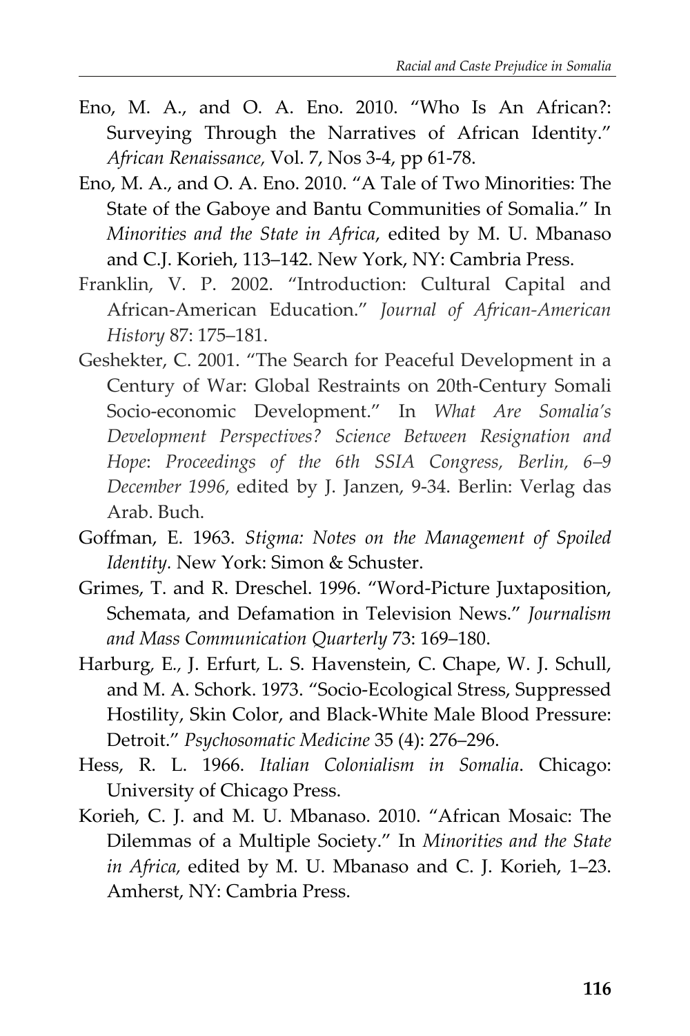Eno, M. A., and O. A. Eno. 2010. "Who Is An African?: Surveying Through the Narratives of African Identity." *African Renaissance,* Vol. 7, Nos 3-4, pp 61-78.

Eno, M. A., and O. A. Eno. 2010. "A Tale of Two Minorities: The State of the Gaboye and Bantu Communities of Somalia." In *Minorities and the State in Africa*, edited by M. U. Mbanaso and C.J. Korieh, 113–142. New York, NY: Cambria Press.

Franklin, V. P. 2002. "Introduction: Cultural Capital and African-American Education." *Journal of African-American History* 87: 175–181.

Geshekter, C. 2001. "The Search for Peaceful Development in a Century of War: Global Restraints on 20th-Century Somali Socio-economic Development." In *What Are Somalia's Development Perspectives? Science Between Resignation and Hope*: *Proceedings of the 6th SSIA Congress, Berlin, 6–9 December 1996,* edited by J. Janzen, 9-34. Berlin: Verlag das Arab. Buch.

Goffman, E. 1963. *Stigma: Notes on the Management of Spoiled Identity.* New York: Simon & Schuster.

Grimes, T. and R. Dreschel. 1996. "Word-Picture Juxtaposition, Schemata, and Defamation in Television News." *Journalism and Mass Communication Quarterly* 73: 169–180.

Harburg, E., J. Erfurt, L. S. Havenstein, C. Chape, W. J. Schull, and M. A. Schork. 1973. "Socio-Ecological Stress, Suppressed Hostility, Skin Color, and Black-White Male Blood Pressure: Detroit." *Psychosomatic Medicine* 35 (4): 276–296.

Hess, R. L. 1966. *Italian Colonialism in Somalia*. Chicago: University of Chicago Press.

Korieh, C. J. and M. U. Mbanaso. 2010. "African Mosaic: The Dilemmas of a Multiple Society." In *Minorities and the State in Africa,* edited by M. U. Mbanaso and C. J. Korieh, 1–23. Amherst, NY: Cambria Press.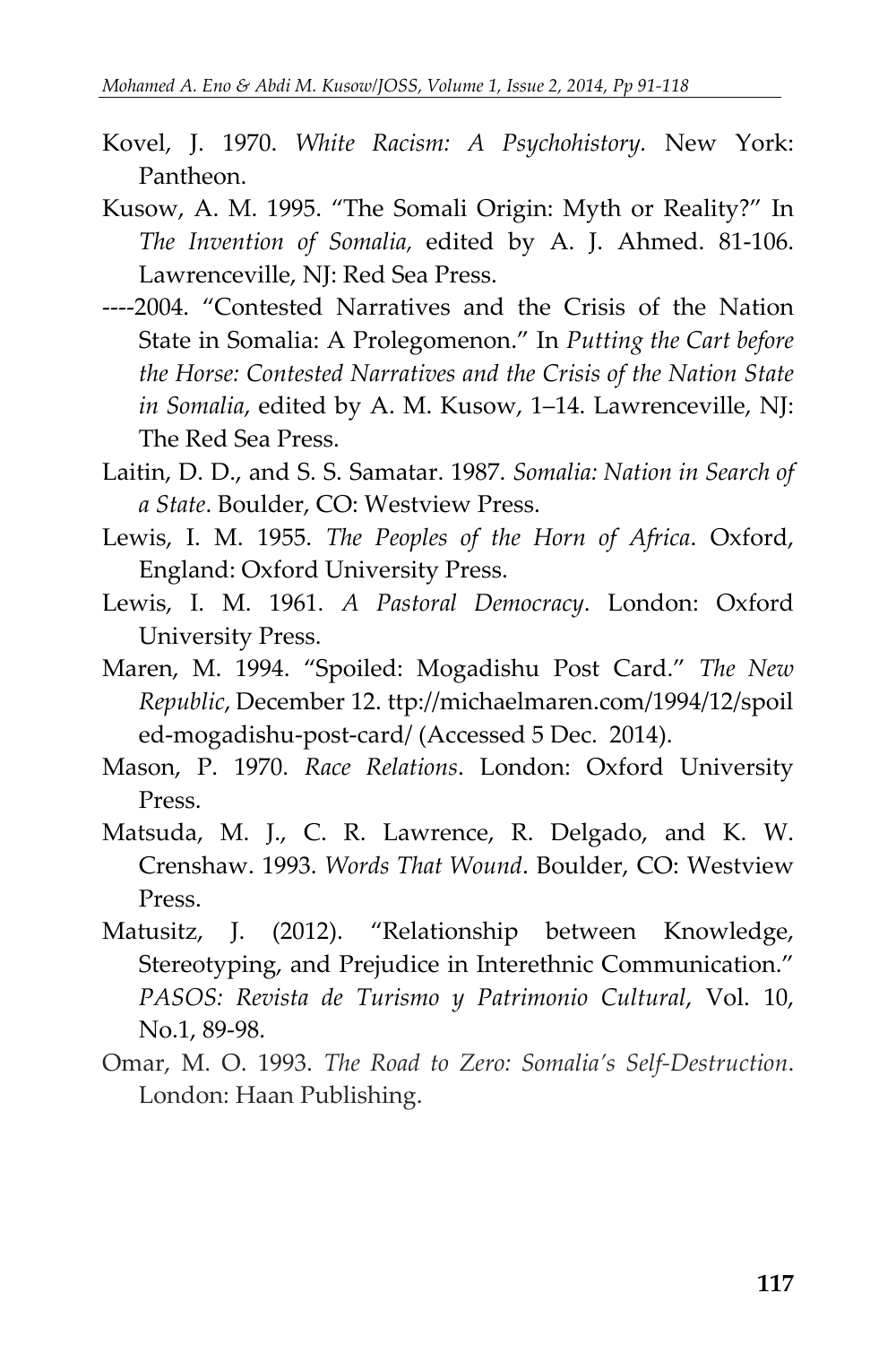Kovel, J. 1970. *White Racism: A Psychohistory.* New York: Pantheon.

Kusow, A. M. 1995. "The Somali Origin: Myth or Reality?" In *The Invention of Somalia,* edited by A. J. Ahmed. 81-106. Lawrenceville, NJ: Red Sea Press.

----2004. "Contested Narratives and the Crisis of the Nation State in Somalia: A Prolegomenon." In *Putting the Cart before the Horse: Contested Narratives and the Crisis of the Nation State in Somalia*, edited by A. M. Kusow, 1–14. Lawrenceville, NJ: The Red Sea Press.

Laitin, D. D., and S. S. Samatar. 1987. *Somalia: Nation in Search of a State*. Boulder, CO: Westview Press.

Lewis, I. M. 1955. *The Peoples of the Horn of Africa*. Oxford, England: Oxford University Press.

Lewis, I. M. 1961. *A Pastoral Democracy*. London: Oxford University Press.

Maren, M. 1994. "Spoiled: Mogadishu Post Card." *The New Republic*, December 12. ttp://michaelmaren.com/1994/12/spoiled-mogadishu-post-card/ (Accessed 5 Dec. 2014).

Mason, P. 1970. *Race Relations*. London: Oxford University Press.

Matsuda, M. J., C. R. Lawrence, R. Delgado, and K. W. Crenshaw. 1993. *Words That Wound*. Boulder, CO: Westview Press.

Matusitz, J. (2012). "Relationship between Knowledge, Stereotyping, and Prejudice in Interethnic Communication." *PASOS: Revista de Turismo y Patrimonio Cultural*, Vol. 10, No.1, 89-98.

Omar, M. O. 1993. *The Road to Zero: Somalia's Self-Destruction*. London: Haan Publishing.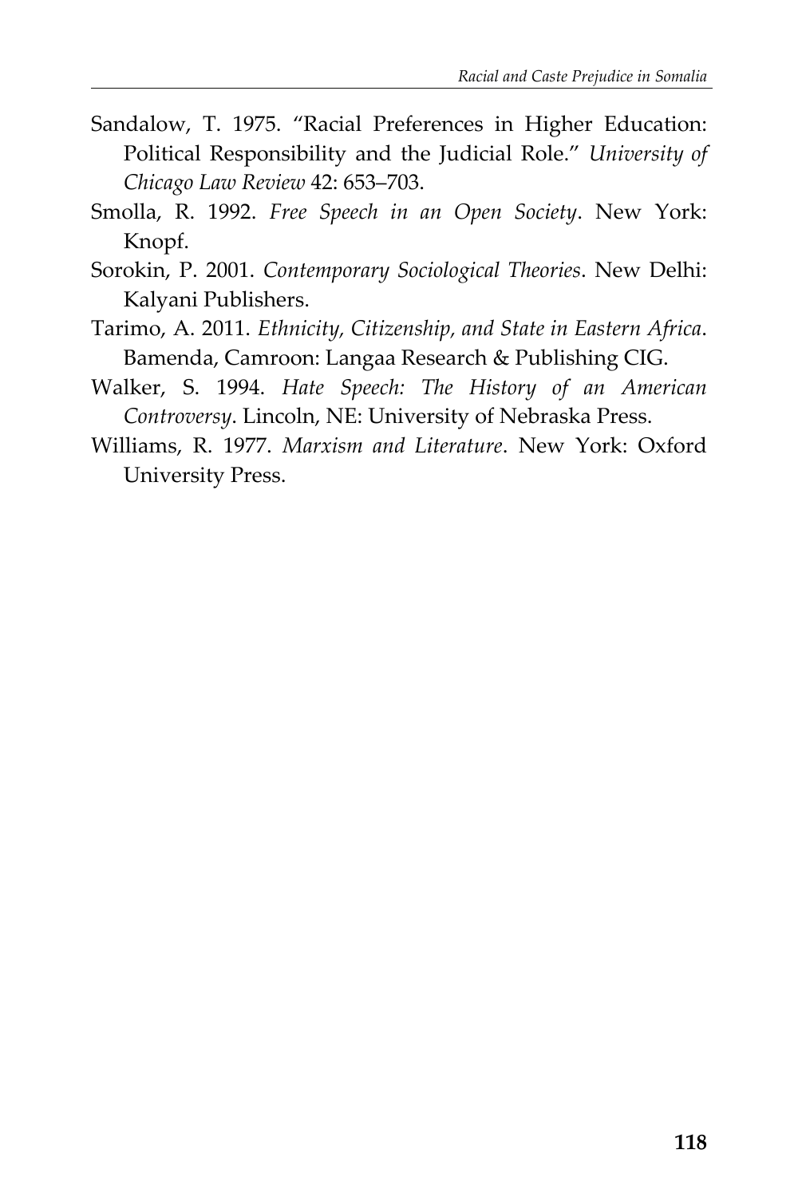Sandalow, T. 1975. "Racial Preferences in Higher Education: Political Responsibility and the Judicial Role." *University of Chicago Law Review* 42: 653–703.

Smolla, R. 1992. *Free Speech in an Open Society*. New York: Knopf.

Sorokin, P. 2001. *Contemporary Sociological Theories*. New Delhi: Kalyani Publishers.

Tarimo, A. 2011. *Ethnicity, Citizenship, and State in Eastern Africa*. Bamenda, Camroon: Langaa Research & Publishing CIG.

Walker, S. 1994. *Hate Speech: The History of an American Controversy*. Lincoln, NE: University of Nebraska Press.

Williams, R. 1977. *Marxism and Literature*. New York: Oxford University Press.